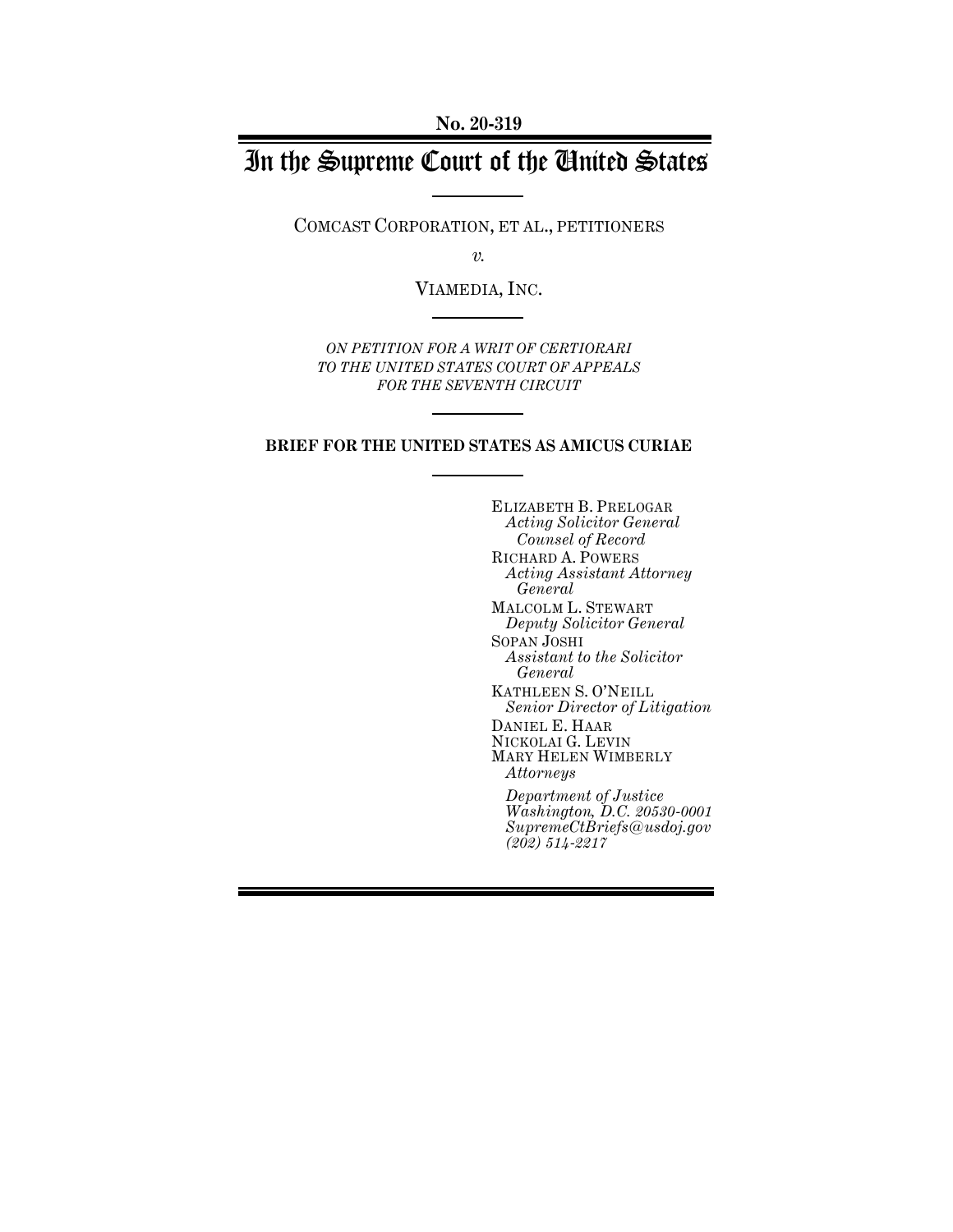**No. 20-319**

# In the Supreme Court of the United States

COMCAST CORPORATION, ET AL., PETITIONERS

*v.*

VIAMEDIA, INC.

*ON PETITION FOR A WRIT OF CERTIORARI TO THE UNITED STATES COURT OF APPEALS FOR THE SEVENTH CIRCUIT*

**BRIEF FOR THE UNITED STATES AS AMICUS CURIAE**

ELIZABETH B. PRELOGAR
*Acting Solicitor General*
*Counsel of Record*
RICHARD A. POWERS
*Acting Assistant Attorney General*
MALCOLM L. STEWART
*Deputy Solicitor General*
SOPAN JOSHI
*Assistant to the Solicitor General*
KATHLEEN S. O'NEILL
*Senior Director of Litigation*
DANIEL E. HAAR
NICKOLAI G. LEVIN
MARY HELEN WIMBERLY
*Attorneys*

*Department of Justice*
*Washington, D.C. 20530-0001*
*SupremeCtBriefs@usdoj.gov*
*(202) 514-2217*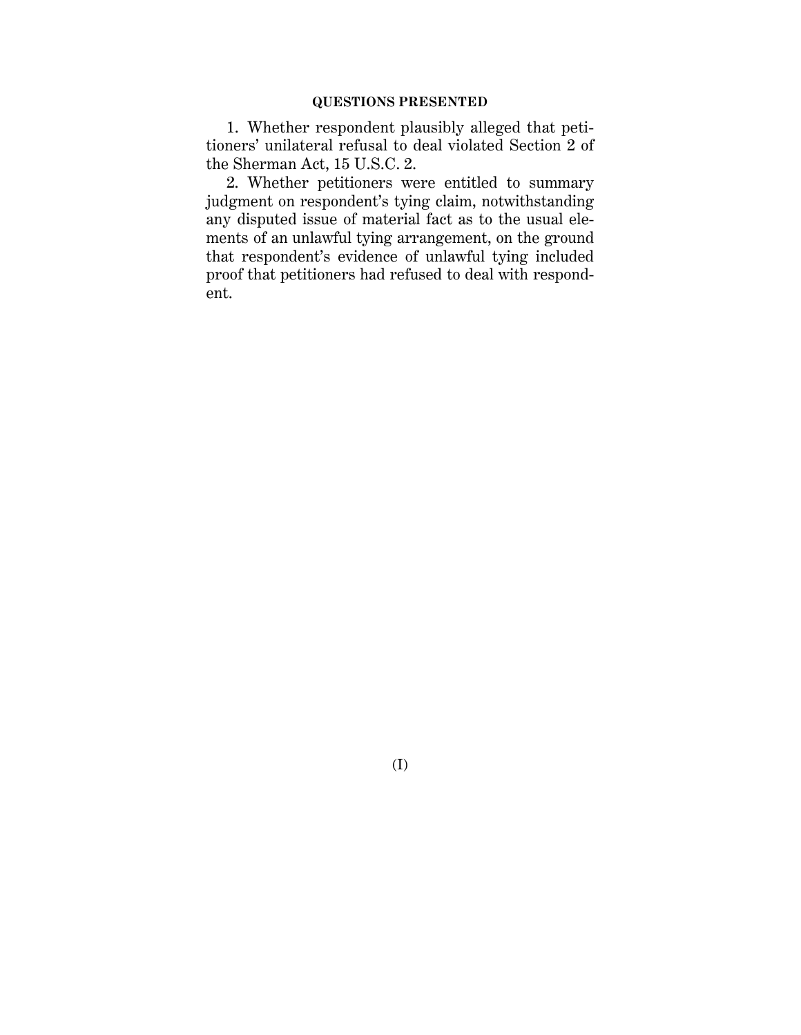## QUESTIONS PRESENTED

1. Whether respondent plausibly alleged that petitioners' unilateral refusal to deal violated Section 2 of the Sherman Act, 15 U.S.C. 2.

2. Whether petitioners were entitled to summary judgment on respondent's tying claim, notwithstanding any disputed issue of material fact as to the usual elements of an unlawful tying arrangement, on the ground that respondent's evidence of unlawful tying included proof that petitioners had refused to deal with respondent.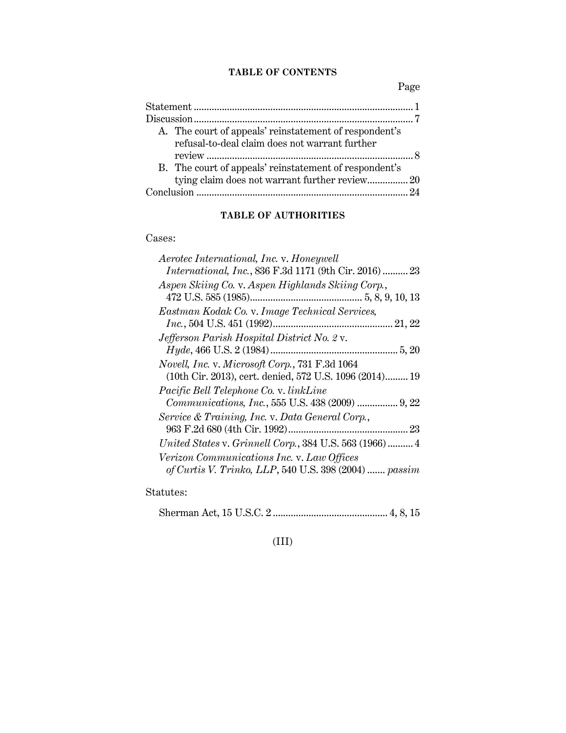## TABLE OF CONTENTS

| | Page |
|---|---|
| Statement | 1 |
| Discussion | 7 |
| A. The court of appeals' reinstatement of respondent's refusal-to-deal claim does not warrant further review | 8 |
| B. The court of appeals' reinstatement of respondent's tying claim does not warrant further review | 20 |
| Conclusion | 24 |

## TABLE OF AUTHORITIES

Cases:

*Aerotec International, Inc.* v. *Honeywell International, Inc.*, 836 F.3d 1171 (9th Cir. 2016) .......... 23

*Aspen Skiing Co.* v. *Aspen Highlands Skiing Corp.*, 472 U.S. 585 (1985) .......... 5, 8, 9, 10, 13

*Eastman Kodak Co.* v. *Image Technical Services, Inc.*, 504 U.S. 451 (1992) .......... 21, 22

*Jefferson Parish Hospital District No. 2* v. *Hyde*, 466 U.S. 2 (1984) .......... 5, 20

*Novell, Inc.* v. *Microsoft Corp.*, 731 F.3d 1064 (10th Cir. 2013), cert. denied, 572 U.S. 1096 (2014) .......... 19

*Pacific Bell Telephone Co.* v. *linkLine Communications, Inc.*, 555 U.S. 438 (2009) .......... 9, 22

*Service & Training, Inc.* v. *Data General Corp.*, 963 F.2d 680 (4th Cir. 1992) .......... 23

*United States* v. *Grinnell Corp.*, 384 U.S. 563 (1966) .......... 4

*Verizon Communications Inc.* v. *Law Offices of Curtis V. Trinko, LLP*, 540 U.S. 398 (2004) .......... *passim*

Statutes:

Sherman Act, 15 U.S.C. 2 .......... 4, 8, 15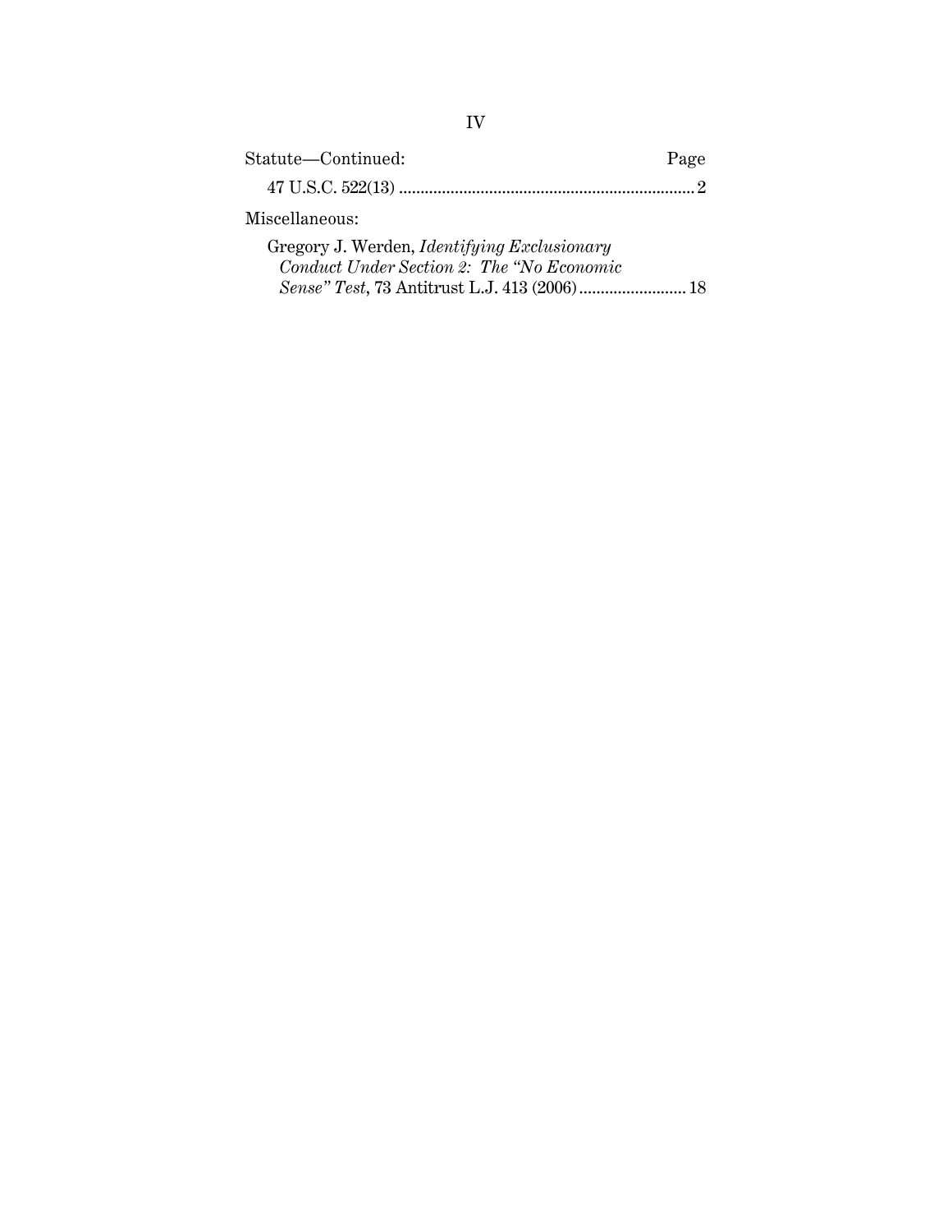Statute—Continued: Page

47 U.S.C. 522(13) .......................................................................... 2

Miscellaneous:

Gregory J. Werden, *Identifying Exclusionary Conduct Under Section 2: The "No Economic Sense" Test*, 73 Antitrust L.J. 413 (2006) ......................... 18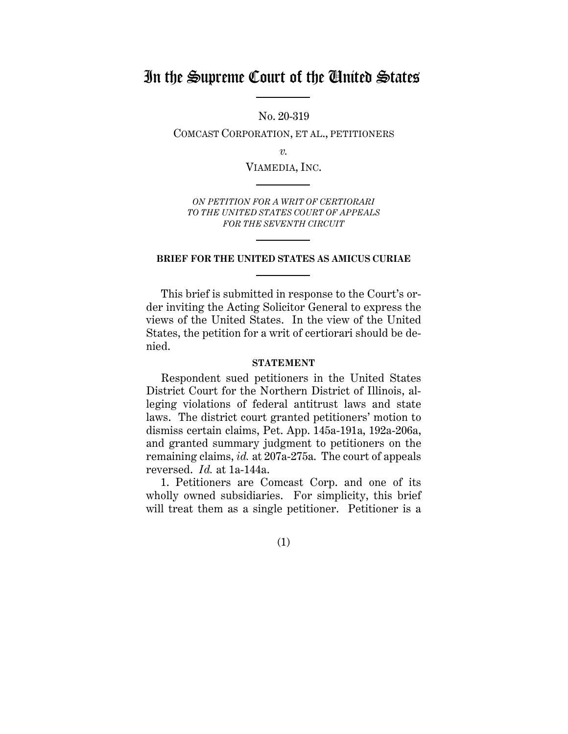# In the Supreme Court of the United States

No. 20-319

COMCAST CORPORATION, ET AL., PETITIONERS

*v.*

VIAMEDIA, INC.

*ON PETITION FOR A WRIT OF CERTIORARI TO THE UNITED STATES COURT OF APPEALS FOR THE SEVENTH CIRCUIT*

**BRIEF FOR THE UNITED STATES AS AMICUS CURIAE**

This brief is submitted in response to the Court's order inviting the Acting Solicitor General to express the views of the United States. In the view of the United States, the petition for a writ of certiorari should be denied.

**STATEMENT**

Respondent sued petitioners in the United States District Court for the Northern District of Illinois, alleging violations of federal antitrust laws and state laws. The district court granted petitioners' motion to dismiss certain claims, Pet. App. 145a-191a, 192a-206a, and granted summary judgment to petitioners on the remaining claims, *id.* at 207a-275a. The court of appeals reversed. *Id.* at 1a-144a.

1. Petitioners are Comcast Corp. and one of its wholly owned subsidiaries. For simplicity, this brief will treat them as a single petitioner. Petitioner is a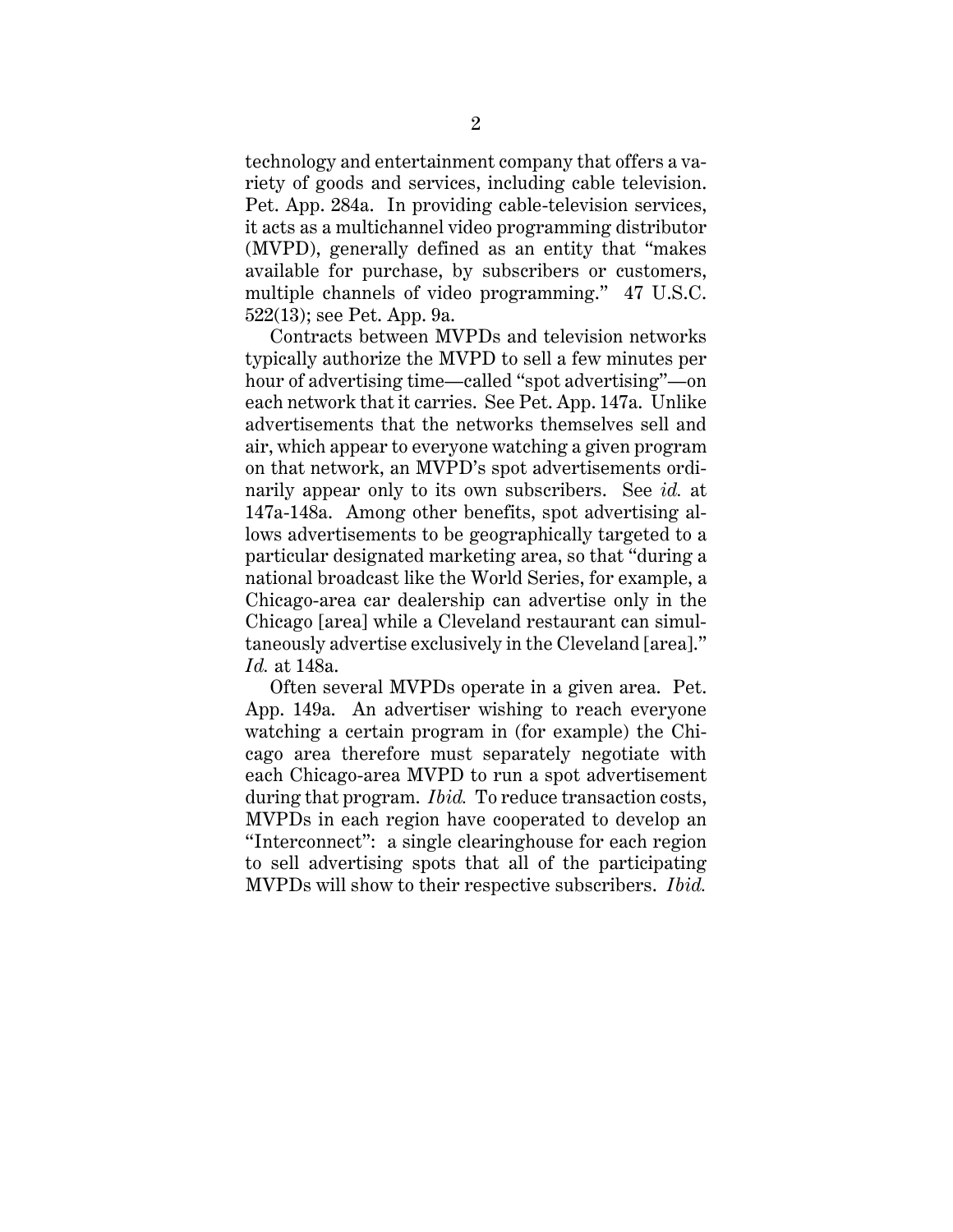technology and entertainment company that offers a variety of goods and services, including cable television. Pet. App. 284a. In providing cable-television services, it acts as a multichannel video programming distributor (MVPD), generally defined as an entity that "makes available for purchase, by subscribers or customers, multiple channels of video programming." 47 U.S.C. 522(13); see Pet. App. 9a.

Contracts between MVPDs and television networks typically authorize the MVPD to sell a few minutes per hour of advertising time—called "spot advertising"—on each network that it carries. See Pet. App. 147a. Unlike advertisements that the networks themselves sell and air, which appear to everyone watching a given program on that network, an MVPD's spot advertisements ordinarily appear only to its own subscribers. See *id.* at 147a-148a. Among other benefits, spot advertising allows advertisements to be geographically targeted to a particular designated marketing area, so that "during a national broadcast like the World Series, for example, a Chicago-area car dealership can advertise only in the Chicago [area] while a Cleveland restaurant can simultaneously advertise exclusively in the Cleveland [area]." *Id.* at 148a.

Often several MVPDs operate in a given area. Pet. App. 149a. An advertiser wishing to reach everyone watching a certain program in (for example) the Chicago area therefore must separately negotiate with each Chicago-area MVPD to run a spot advertisement during that program. *Ibid.* To reduce transaction costs, MVPDs in each region have cooperated to develop an "Interconnect": a single clearinghouse for each region to sell advertising spots that all of the participating MVPDs will show to their respective subscribers. *Ibid.*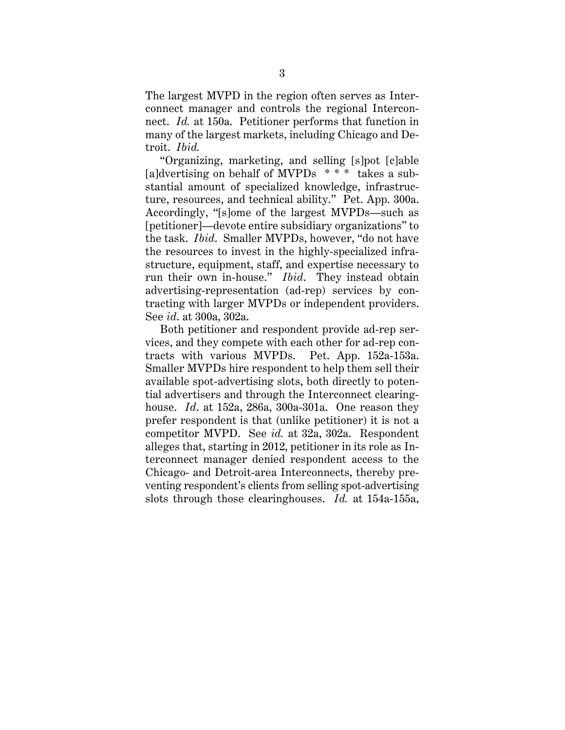The largest MVPD in the region often serves as Interconnect manager and controls the regional Interconnect. *Id.* at 150a. Petitioner performs that function in many of the largest markets, including Chicago and Detroit. *Ibid.*

"Organizing, marketing, and selling [s]pot [c]able [a]dvertising on behalf of MVPDs \* \* \* takes a substantial amount of specialized knowledge, infrastructure, resources, and technical ability." Pet. App. 300a. Accordingly, "[s]ome of the largest MVPDs—such as [petitioner]—devote entire subsidiary organizations" to the task. *Ibid*. Smaller MVPDs, however, "do not have the resources to invest in the highly-specialized infrastructure, equipment, staff, and expertise necessary to run their own in-house." *Ibid*. They instead obtain advertising-representation (ad-rep) services by contracting with larger MVPDs or independent providers. See *id*. at 300a, 302a.

Both petitioner and respondent provide ad-rep services, and they compete with each other for ad-rep contracts with various MVPDs. Pet. App. 152a-153a. Smaller MVPDs hire respondent to help them sell their available spot-advertising slots, both directly to potential advertisers and through the Interconnect clearinghouse. *Id*. at 152a, 286a, 300a-301a. One reason they prefer respondent is that (unlike petitioner) it is not a competitor MVPD. See *id.* at 32a, 302a. Respondent alleges that, starting in 2012, petitioner in its role as Interconnect manager denied respondent access to the Chicago- and Detroit-area Interconnects, thereby preventing respondent's clients from selling spot-advertising slots through those clearinghouses. *Id.* at 154a-155a,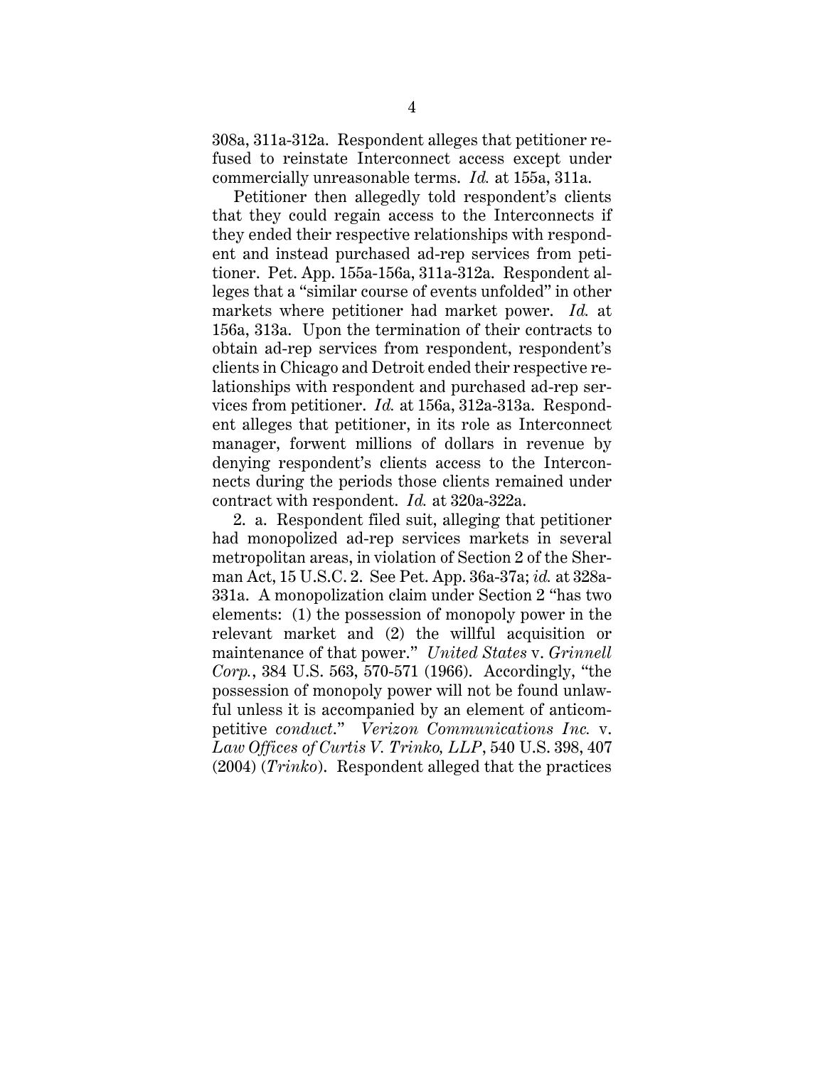308a, 311a-312a. Respondent alleges that petitioner refused to reinstate Interconnect access except under commercially unreasonable terms. *Id.* at 155a, 311a.

Petitioner then allegedly told respondent's clients that they could regain access to the Interconnects if they ended their respective relationships with respondent and instead purchased ad-rep services from petitioner. Pet. App. 155a-156a, 311a-312a. Respondent alleges that a "similar course of events unfolded" in other markets where petitioner had market power. *Id.* at 156a, 313a. Upon the termination of their contracts to obtain ad-rep services from respondent, respondent's clients in Chicago and Detroit ended their respective relationships with respondent and purchased ad-rep services from petitioner. *Id.* at 156a, 312a-313a. Respondent alleges that petitioner, in its role as Interconnect manager, forwent millions of dollars in revenue by denying respondent's clients access to the Interconnects during the periods those clients remained under contract with respondent. *Id.* at 320a-322a.

2. a. Respondent filed suit, alleging that petitioner had monopolized ad-rep services markets in several metropolitan areas, in violation of Section 2 of the Sherman Act, 15 U.S.C. 2. See Pet. App. 36a-37a; *id.* at 328a-331a. A monopolization claim under Section 2 "has two elements: (1) the possession of monopoly power in the relevant market and (2) the willful acquisition or maintenance of that power." *United States* v. *Grinnell Corp.*, 384 U.S. 563, 570-571 (1966). Accordingly, "the possession of monopoly power will not be found unlawful unless it is accompanied by an element of anticompetitive *conduct*." *Verizon Communications Inc.* v. *Law Offices of Curtis V. Trinko, LLP*, 540 U.S. 398, 407 (2004) (*Trinko*). Respondent alleged that the practices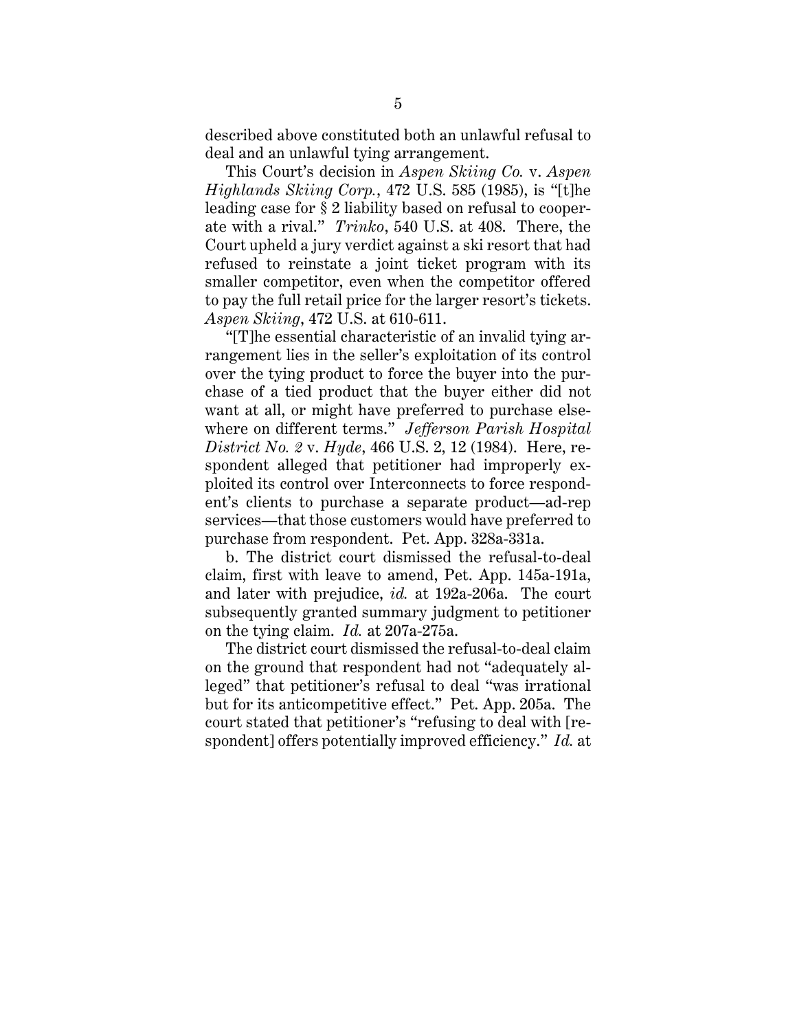described above constituted both an unlawful refusal to deal and an unlawful tying arrangement.

This Court's decision in *Aspen Skiing Co.* v. *Aspen Highlands Skiing Corp.*, 472 U.S. 585 (1985), is "[t]he leading case for § 2 liability based on refusal to cooperate with a rival." *Trinko*, 540 U.S. at 408. There, the Court upheld a jury verdict against a ski resort that had refused to reinstate a joint ticket program with its smaller competitor, even when the competitor offered to pay the full retail price for the larger resort's tickets. *Aspen Skiing*, 472 U.S. at 610-611.

"[T]he essential characteristic of an invalid tying arrangement lies in the seller's exploitation of its control over the tying product to force the buyer into the purchase of a tied product that the buyer either did not want at all, or might have preferred to purchase elsewhere on different terms." *Jefferson Parish Hospital District No. 2* v. *Hyde*, 466 U.S. 2, 12 (1984). Here, respondent alleged that petitioner had improperly exploited its control over Interconnects to force respondent's clients to purchase a separate product—ad-rep services—that those customers would have preferred to purchase from respondent. Pet. App. 328a-331a.

b. The district court dismissed the refusal-to-deal claim, first with leave to amend, Pet. App. 145a-191a, and later with prejudice, *id.* at 192a-206a. The court subsequently granted summary judgment to petitioner on the tying claim. *Id.* at 207a-275a.

The district court dismissed the refusal-to-deal claim on the ground that respondent had not "adequately alleged" that petitioner's refusal to deal "was irrational but for its anticompetitive effect." Pet. App. 205a. The court stated that petitioner's "refusing to deal with [respondent] offers potentially improved efficiency." *Id.* at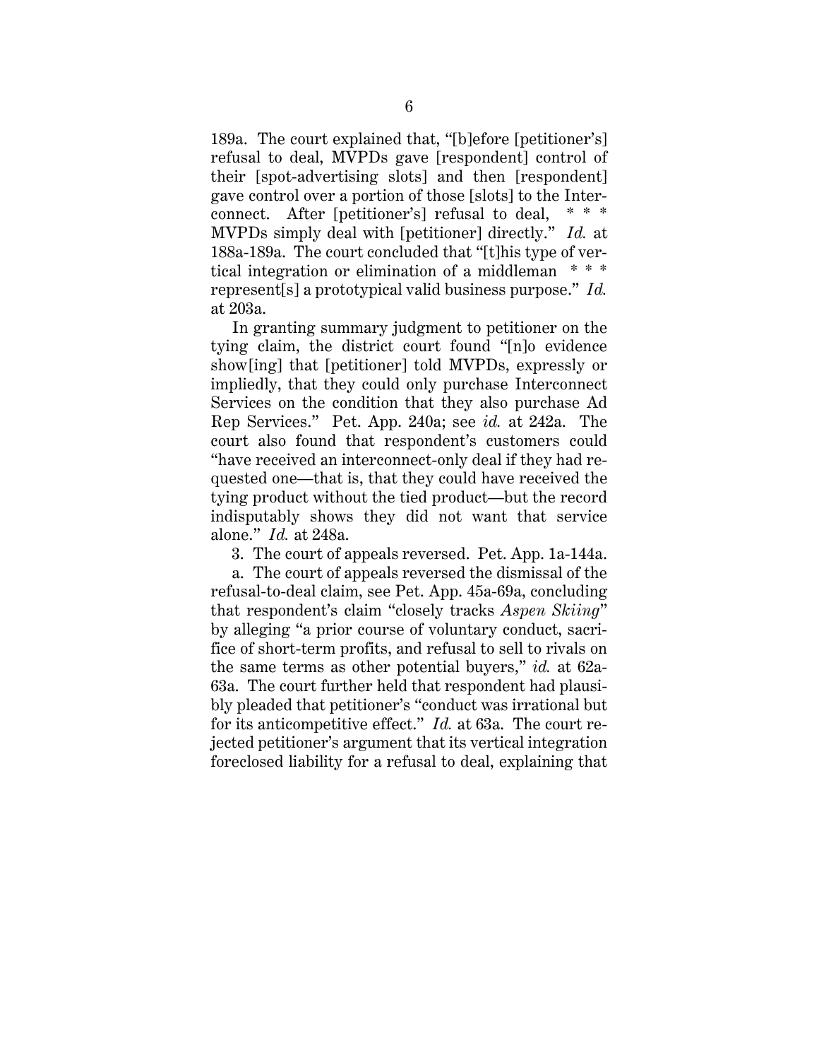189a. The court explained that, "[b]efore [petitioner's] refusal to deal, MVPDs gave [respondent] control of their [spot-advertising slots] and then [respondent] gave control over a portion of those [slots] to the Interconnect. After [petitioner's] refusal to deal, * * * MVPDs simply deal with [petitioner] directly." *Id.* at 188a-189a. The court concluded that "[t]his type of vertical integration or elimination of a middleman * * * represent[s] a prototypical valid business purpose." *Id.* at 203a.

In granting summary judgment to petitioner on the tying claim, the district court found "[n]o evidence show[ing] that [petitioner] told MVPDs, expressly or impliedly, that they could only purchase Interconnect Services on the condition that they also purchase Ad Rep Services." Pet. App. 240a; see *id.* at 242a. The court also found that respondent's customers could "have received an interconnect-only deal if they had requested one—that is, that they could have received the tying product without the tied product—but the record indisputably shows they did not want that service alone." *Id.* at 248a.

3. The court of appeals reversed. Pet. App. 1a-144a.

a. The court of appeals reversed the dismissal of the refusal-to-deal claim, see Pet. App. 45a-69a, concluding that respondent's claim "closely tracks *Aspen Skiing*" by alleging "a prior course of voluntary conduct, sacrifice of short-term profits, and refusal to sell to rivals on the same terms as other potential buyers," *id.* at 62a-63a. The court further held that respondent had plausibly pleaded that petitioner's "conduct was irrational but for its anticompetitive effect." *Id.* at 63a. The court rejected petitioner's argument that its vertical integration foreclosed liability for a refusal to deal, explaining that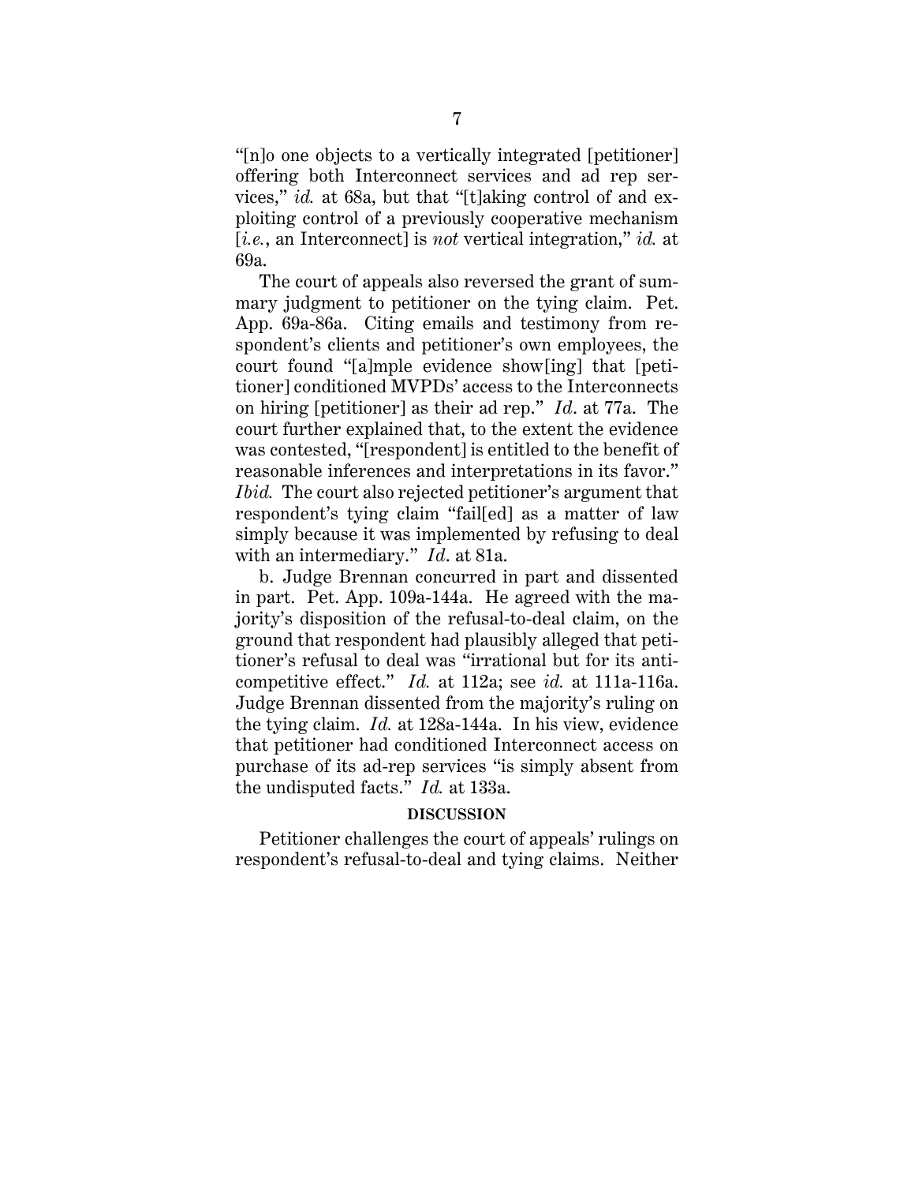"[n]o one objects to a vertically integrated [petitioner] offering both Interconnect services and ad rep services," *id.* at 68a, but that "[t]aking control of and exploiting control of a previously cooperative mechanism [*i.e.*, an Interconnect] is *not* vertical integration," *id.* at 69a.

The court of appeals also reversed the grant of summary judgment to petitioner on the tying claim. Pet. App. 69a-86a. Citing emails and testimony from respondent's clients and petitioner's own employees, the court found "[a]mple evidence show[ing] that [petitioner] conditioned MVPDs' access to the Interconnects on hiring [petitioner] as their ad rep." *Id*. at 77a. The court further explained that, to the extent the evidence was contested, "[respondent] is entitled to the benefit of reasonable inferences and interpretations in its favor." *Ibid.* The court also rejected petitioner's argument that respondent's tying claim "fail[ed] as a matter of law simply because it was implemented by refusing to deal with an intermediary." *Id*. at 81a.

b. Judge Brennan concurred in part and dissented in part. Pet. App. 109a-144a. He agreed with the majority's disposition of the refusal-to-deal claim, on the ground that respondent had plausibly alleged that petitioner's refusal to deal was "irrational but for its anticompetitive effect." *Id.* at 112a; see *id.* at 111a-116a. Judge Brennan dissented from the majority's ruling on the tying claim. *Id.* at 128a-144a. In his view, evidence that petitioner had conditioned Interconnect access on purchase of its ad-rep services "is simply absent from the undisputed facts." *Id.* at 133a.

## DISCUSSION

Petitioner challenges the court of appeals' rulings on respondent's refusal-to-deal and tying claims. Neither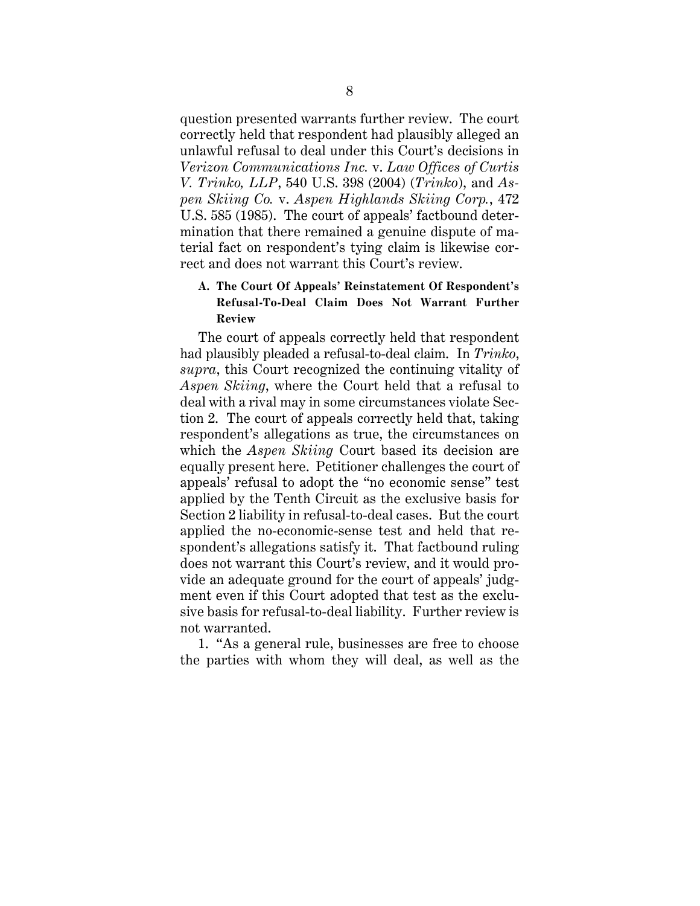question presented warrants further review. The court correctly held that respondent had plausibly alleged an unlawful refusal to deal under this Court's decisions in *Verizon Communications Inc.* v. *Law Offices of Curtis V. Trinko, LLP*, 540 U.S. 398 (2004) (*Trinko*), and *Aspen Skiing Co.* v. *Aspen Highlands Skiing Corp.*, 472 U.S. 585 (1985). The court of appeals' factbound determination that there remained a genuine dispute of material fact on respondent's tying claim is likewise correct and does not warrant this Court's review.

### A. The Court Of Appeals' Reinstatement Of Respondent's Refusal-To-Deal Claim Does Not Warrant Further Review

The court of appeals correctly held that respondent had plausibly pleaded a refusal-to-deal claim. In *Trinko*, *supra*, this Court recognized the continuing vitality of *Aspen Skiing*, where the Court held that a refusal to deal with a rival may in some circumstances violate Section 2. The court of appeals correctly held that, taking respondent's allegations as true, the circumstances on which the *Aspen Skiing* Court based its decision are equally present here. Petitioner challenges the court of appeals' refusal to adopt the "no economic sense" test applied by the Tenth Circuit as the exclusive basis for Section 2 liability in refusal-to-deal cases. But the court applied the no-economic-sense test and held that respondent's allegations satisfy it. That factbound ruling does not warrant this Court's review, and it would provide an adequate ground for the court of appeals' judgment even if this Court adopted that test as the exclusive basis for refusal-to-deal liability. Further review is not warranted.

1. "As a general rule, businesses are free to choose the parties with whom they will deal, as well as the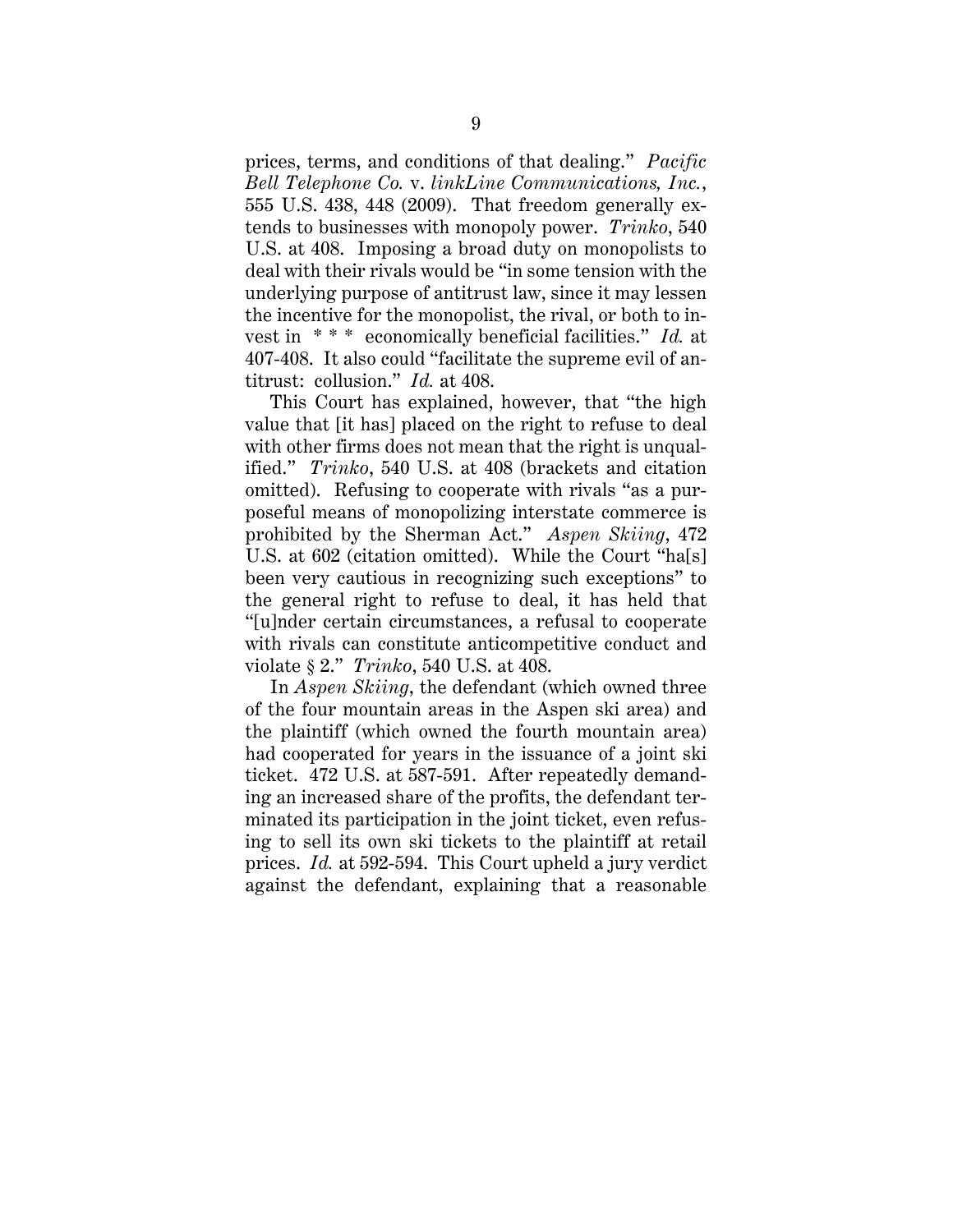prices, terms, and conditions of that dealing." *Pacific Bell Telephone Co.* v. *linkLine Communications, Inc.*, 555 U.S. 438, 448 (2009). That freedom generally extends to businesses with monopoly power. *Trinko*, 540 U.S. at 408. Imposing a broad duty on monopolists to deal with their rivals would be "in some tension with the underlying purpose of antitrust law, since it may lessen the incentive for the monopolist, the rival, or both to invest in * * * economically beneficial facilities." *Id.* at 407-408. It also could "facilitate the supreme evil of antitrust: collusion." *Id.* at 408.

This Court has explained, however, that "the high value that [it has] placed on the right to refuse to deal with other firms does not mean that the right is unqualified." *Trinko*, 540 U.S. at 408 (brackets and citation omitted). Refusing to cooperate with rivals "as a purposeful means of monopolizing interstate commerce is prohibited by the Sherman Act." *Aspen Skiing*, 472 U.S. at 602 (citation omitted). While the Court "ha[s] been very cautious in recognizing such exceptions" to the general right to refuse to deal, it has held that "[u]nder certain circumstances, a refusal to cooperate with rivals can constitute anticompetitive conduct and violate § 2." *Trinko*, 540 U.S. at 408.

In *Aspen Skiing*, the defendant (which owned three of the four mountain areas in the Aspen ski area) and the plaintiff (which owned the fourth mountain area) had cooperated for years in the issuance of a joint ski ticket. 472 U.S. at 587-591. After repeatedly demanding an increased share of the profits, the defendant terminated its participation in the joint ticket, even refusing to sell its own ski tickets to the plaintiff at retail prices. *Id.* at 592-594. This Court upheld a jury verdict against the defendant, explaining that a reasonable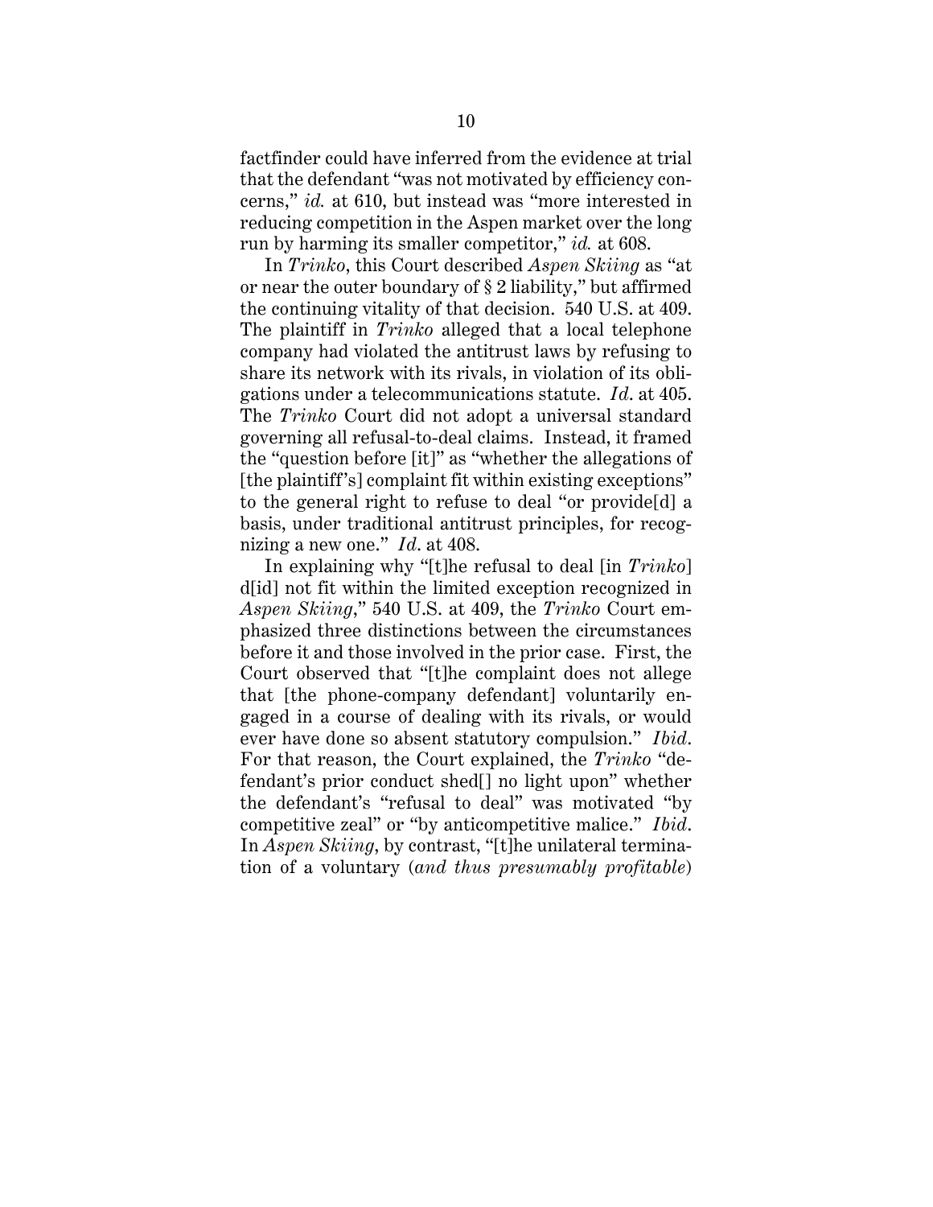factfinder could have inferred from the evidence at trial that the defendant "was not motivated by efficiency concerns," *id.* at 610, but instead was "more interested in reducing competition in the Aspen market over the long run by harming its smaller competitor," *id.* at 608.

In *Trinko*, this Court described *Aspen Skiing* as "at or near the outer boundary of § 2 liability," but affirmed the continuing vitality of that decision. 540 U.S. at 409. The plaintiff in *Trinko* alleged that a local telephone company had violated the antitrust laws by refusing to share its network with its rivals, in violation of its obligations under a telecommunications statute. *Id*. at 405. The *Trinko* Court did not adopt a universal standard governing all refusal-to-deal claims. Instead, it framed the "question before [it]" as "whether the allegations of [the plaintiff's] complaint fit within existing exceptions" to the general right to refuse to deal "or provide[d] a basis, under traditional antitrust principles, for recognizing a new one." *Id*. at 408.

In explaining why "[t]he refusal to deal [in *Trinko*] d[id] not fit within the limited exception recognized in *Aspen Skiing*," 540 U.S. at 409, the *Trinko* Court emphasized three distinctions between the circumstances before it and those involved in the prior case. First, the Court observed that "[t]he complaint does not allege that [the phone-company defendant] voluntarily engaged in a course of dealing with its rivals, or would ever have done so absent statutory compulsion." *Ibid*. For that reason, the Court explained, the *Trinko* "defendant's prior conduct shed[] no light upon" whether the defendant's "refusal to deal" was motivated "by competitive zeal" or "by anticompetitive malice." *Ibid*. In *Aspen Skiing*, by contrast, "[t]he unilateral termination of a voluntary (*and thus presumably profitable*)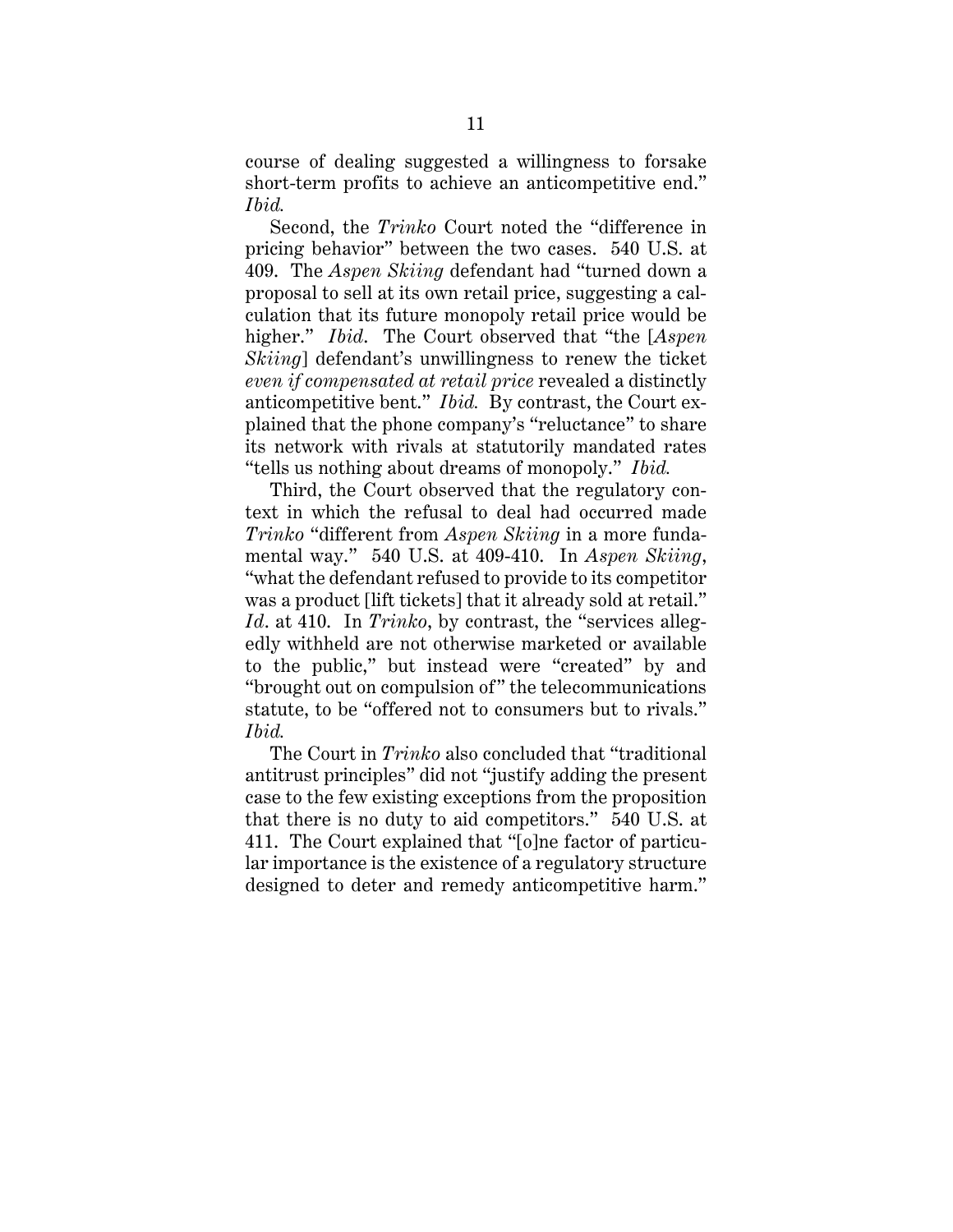course of dealing suggested a willingness to forsake short-term profits to achieve an anticompetitive end." *Ibid.*

Second, the *Trinko* Court noted the "difference in pricing behavior" between the two cases. 540 U.S. at 409. The *Aspen Skiing* defendant had "turned down a proposal to sell at its own retail price, suggesting a calculation that its future monopoly retail price would be higher." *Ibid*. The Court observed that "the [*Aspen Skiing*] defendant's unwillingness to renew the ticket *even if compensated at retail price* revealed a distinctly anticompetitive bent." *Ibid.* By contrast, the Court explained that the phone company's "reluctance" to share its network with rivals at statutorily mandated rates "tells us nothing about dreams of monopoly." *Ibid.*

Third, the Court observed that the regulatory context in which the refusal to deal had occurred made *Trinko* "different from *Aspen Skiing* in a more fundamental way." 540 U.S. at 409-410. In *Aspen Skiing*, "what the defendant refused to provide to its competitor was a product [lift tickets] that it already sold at retail." *Id*. at 410. In *Trinko*, by contrast, the "services allegedly withheld are not otherwise marketed or available to the public," but instead were "created" by and "brought out on compulsion of" the telecommunications statute, to be "offered not to consumers but to rivals." *Ibid.*

The Court in *Trinko* also concluded that "traditional antitrust principles" did not "justify adding the present case to the few existing exceptions from the proposition that there is no duty to aid competitors." 540 U.S. at 411. The Court explained that "[o]ne factor of particular importance is the existence of a regulatory structure designed to deter and remedy anticompetitive harm."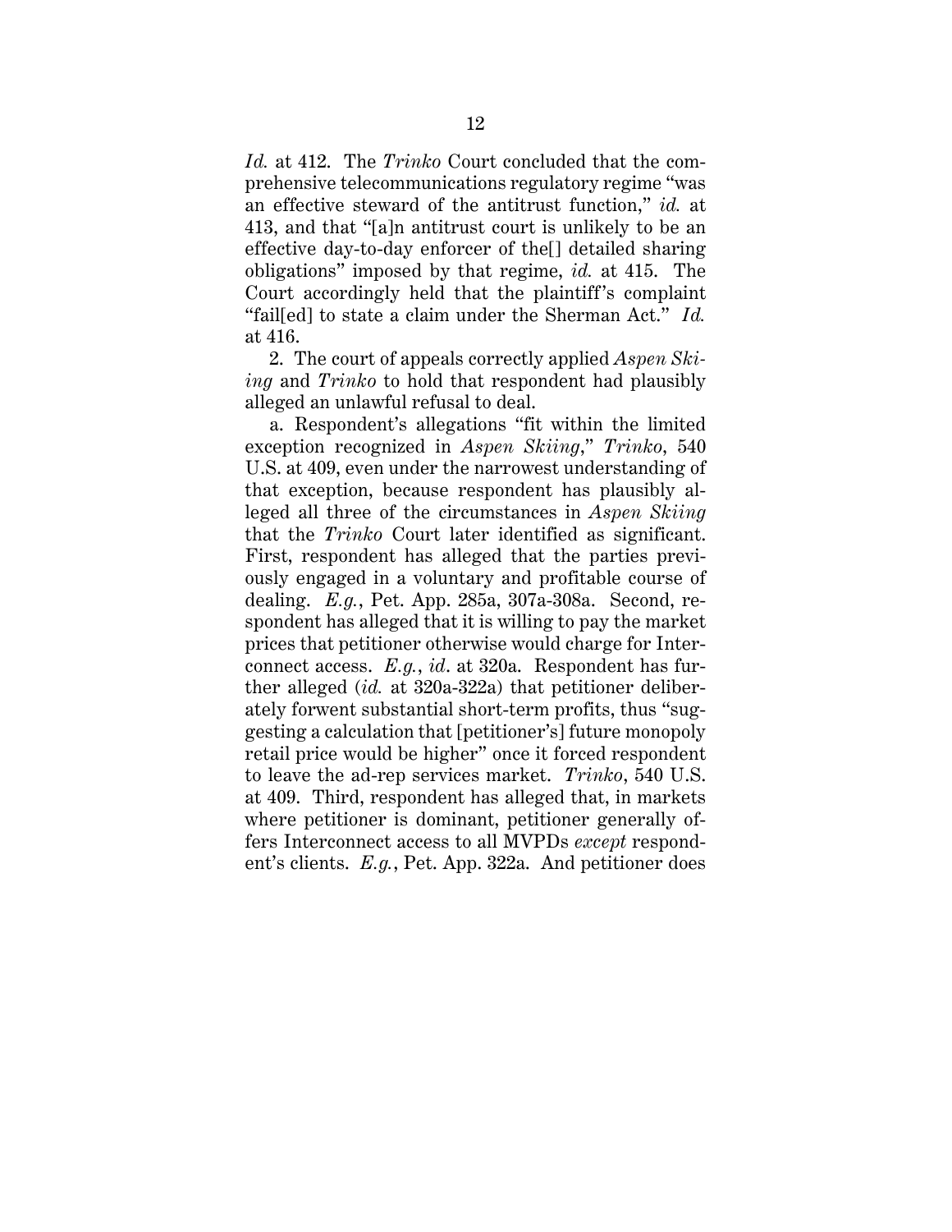*Id.* at 412. The *Trinko* Court concluded that the comprehensive telecommunications regulatory regime "was an effective steward of the antitrust function," *id.* at 413, and that "[a]n antitrust court is unlikely to be an effective day-to-day enforcer of the[] detailed sharing obligations" imposed by that regime, *id.* at 415. The Court accordingly held that the plaintiff's complaint "fail[ed] to state a claim under the Sherman Act." *Id.* at 416.

2. The court of appeals correctly applied *Aspen Skiing* and *Trinko* to hold that respondent had plausibly alleged an unlawful refusal to deal.

a. Respondent's allegations "fit within the limited exception recognized in *Aspen Skiing*," *Trinko*, 540 U.S. at 409, even under the narrowest understanding of that exception, because respondent has plausibly alleged all three of the circumstances in *Aspen Skiing* that the *Trinko* Court later identified as significant. First, respondent has alleged that the parties previously engaged in a voluntary and profitable course of dealing. *E.g.*, Pet. App. 285a, 307a-308a. Second, respondent has alleged that it is willing to pay the market prices that petitioner otherwise would charge for Interconnect access. *E.g.*, *id*. at 320a. Respondent has further alleged (*id.* at 320a-322a) that petitioner deliberately forwent substantial short-term profits, thus "suggesting a calculation that [petitioner's] future monopoly retail price would be higher" once it forced respondent to leave the ad-rep services market. *Trinko*, 540 U.S. at 409. Third, respondent has alleged that, in markets where petitioner is dominant, petitioner generally offers Interconnect access to all MVPDs *except* respondent's clients. *E.g.*, Pet. App. 322a. And petitioner does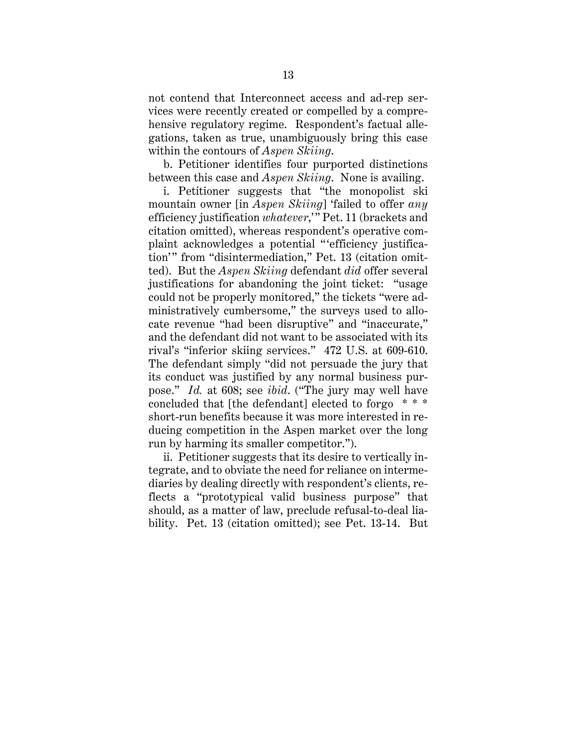not contend that Interconnect access and ad-rep services were recently created or compelled by a comprehensive regulatory regime. Respondent's factual allegations, taken as true, unambiguously bring this case within the contours of *Aspen Skiing*.

b. Petitioner identifies four purported distinctions between this case and *Aspen Skiing*. None is availing.

i. Petitioner suggests that "the monopolist ski mountain owner [in *Aspen Skiing*] 'failed to offer *any* efficiency justification *whatever*,'" Pet. 11 (brackets and citation omitted), whereas respondent's operative complaint acknowledges a potential "'efficiency justification'" from "disintermediation," Pet. 13 (citation omitted). But the *Aspen Skiing* defendant *did* offer several justifications for abandoning the joint ticket: "usage could not be properly monitored," the tickets "were administratively cumbersome," the surveys used to allocate revenue "had been disruptive" and "inaccurate," and the defendant did not want to be associated with its rival's "inferior skiing services." 472 U.S. at 609-610. The defendant simply "did not persuade the jury that its conduct was justified by any normal business purpose." *Id.* at 608; see *ibid*. ("The jury may well have concluded that [the defendant] elected to forgo \* \* \* short-run benefits because it was more interested in reducing competition in the Aspen market over the long run by harming its smaller competitor.").

ii. Petitioner suggests that its desire to vertically integrate, and to obviate the need for reliance on intermediaries by dealing directly with respondent's clients, reflects a "prototypical valid business purpose" that should, as a matter of law, preclude refusal-to-deal liability. Pet. 13 (citation omitted); see Pet. 13-14. But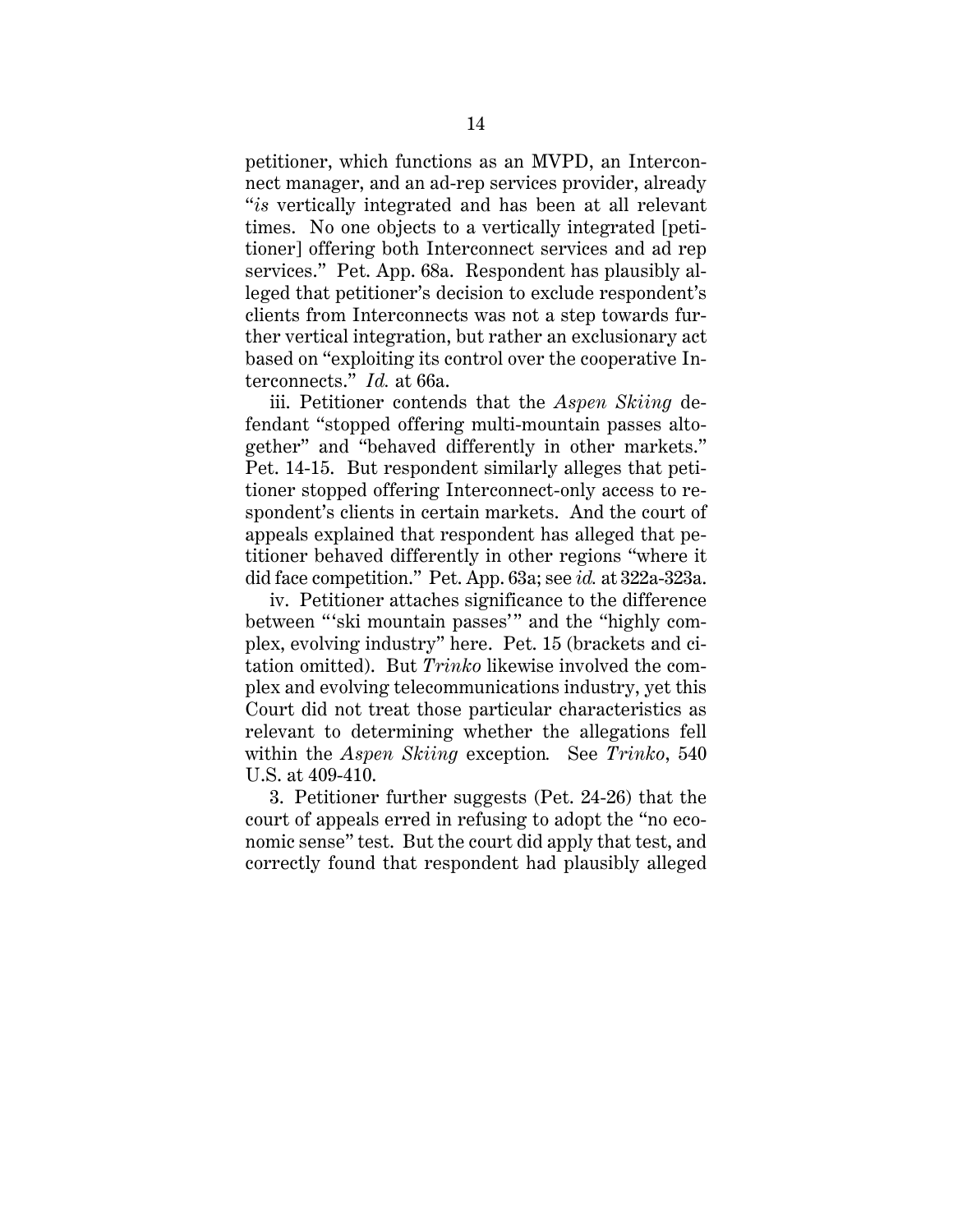petitioner, which functions as an MVPD, an Interconnect manager, and an ad-rep services provider, already "*is* vertically integrated and has been at all relevant times. No one objects to a vertically integrated [petitioner] offering both Interconnect services and ad rep services." Pet. App. 68a. Respondent has plausibly alleged that petitioner's decision to exclude respondent's clients from Interconnects was not a step towards further vertical integration, but rather an exclusionary act based on "exploiting its control over the cooperative Interconnects." *Id.* at 66a.

iii. Petitioner contends that the *Aspen Skiing* defendant "stopped offering multi-mountain passes altogether" and "behaved differently in other markets." Pet. 14-15. But respondent similarly alleges that petitioner stopped offering Interconnect-only access to respondent's clients in certain markets. And the court of appeals explained that respondent has alleged that petitioner behaved differently in other regions "where it did face competition." Pet. App. 63a; see *id.* at 322a-323a.

iv. Petitioner attaches significance to the difference between "'ski mountain passes'" and the "highly complex, evolving industry" here. Pet. 15 (brackets and citation omitted). But *Trinko* likewise involved the complex and evolving telecommunications industry, yet this Court did not treat those particular characteristics as relevant to determining whether the allegations fell within the *Aspen Skiing* exception. See *Trinko*, 540 U.S. at 409-410.

3. Petitioner further suggests (Pet. 24-26) that the court of appeals erred in refusing to adopt the "no economic sense" test. But the court did apply that test, and correctly found that respondent had plausibly alleged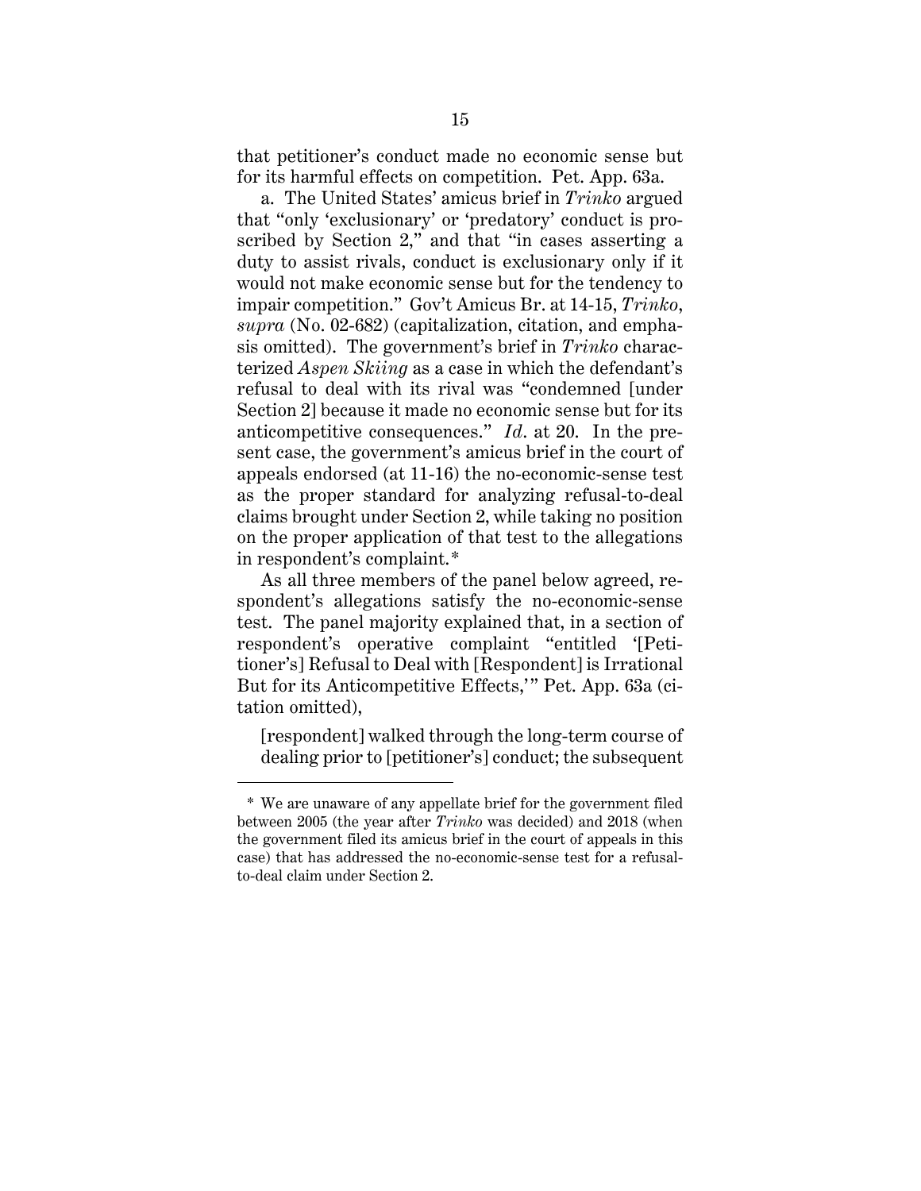that petitioner's conduct made no economic sense but for its harmful effects on competition. Pet. App. 63a.

a. The United States' amicus brief in *Trinko* argued that "only 'exclusionary' or 'predatory' conduct is proscribed by Section 2," and that "in cases asserting a duty to assist rivals, conduct is exclusionary only if it would not make economic sense but for the tendency to impair competition." Gov't Amicus Br. at 14-15, *Trinko*, *supra* (No. 02-682) (capitalization, citation, and emphasis omitted). The government's brief in *Trinko* characterized *Aspen Skiing* as a case in which the defendant's refusal to deal with its rival was "condemned [under Section 2] because it made no economic sense but for its anticompetitive consequences." *Id*. at 20. In the present case, the government's amicus brief in the court of appeals endorsed (at 11-16) the no-economic-sense test as the proper standard for analyzing refusal-to-deal claims brought under Section 2, while taking no position on the proper application of that test to the allegations in respondent's complaint.*

As all three members of the panel below agreed, respondent's allegations satisfy the no-economic-sense test. The panel majority explained that, in a section of respondent's operative complaint "entitled '[Petitioner's] Refusal to Deal with [Respondent] is Irrational But for its Anticompetitive Effects,'" Pet. App. 63a (citation omitted),

> [respondent] walked through the long-term course of dealing prior to [petitioner's] conduct; the subsequent

---

\* We are unaware of any appellate brief for the government filed between 2005 (the year after *Trinko* was decided) and 2018 (when the government filed its amicus brief in the court of appeals in this case) that has addressed the no-economic-sense test for a refusal-to-deal claim under Section 2.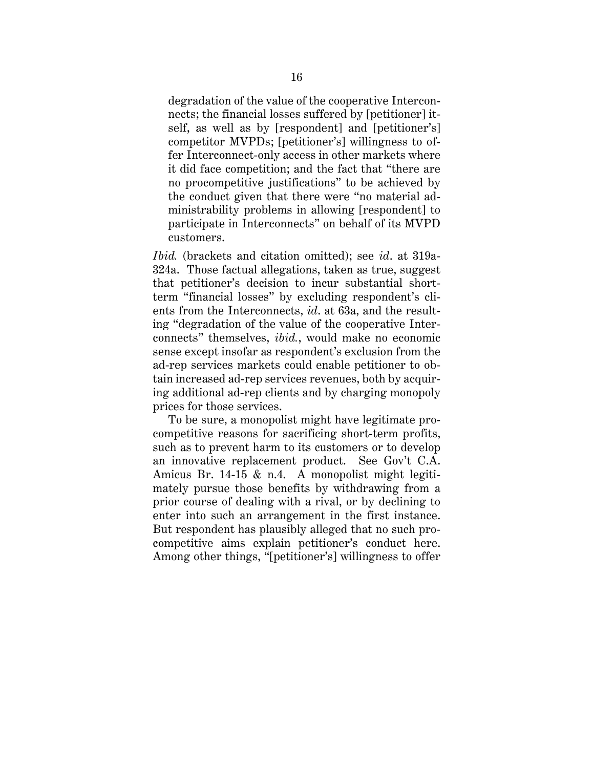> degradation of the value of the cooperative Interconnects; the financial losses suffered by [petitioner] itself, as well as by [respondent] and [petitioner's] competitor MVPDs; [petitioner's] willingness to offer Interconnect-only access in other markets where it did face competition; and the fact that "there are no procompetitive justifications" to be achieved by the conduct given that there were "no material administrability problems in allowing [respondent] to participate in Interconnects" on behalf of its MVPD customers.

*Ibid.* (brackets and citation omitted); see *id*. at 319a-324a. Those factual allegations, taken as true, suggest that petitioner's decision to incur substantial short-term "financial losses" by excluding respondent's clients from the Interconnects, *id*. at 63a, and the resulting "degradation of the value of the cooperative Interconnects" themselves, *ibid.*, would make no economic sense except insofar as respondent's exclusion from the ad-rep services markets could enable petitioner to obtain increased ad-rep services revenues, both by acquiring additional ad-rep clients and by charging monopoly prices for those services.

To be sure, a monopolist might have legitimate procompetitive reasons for sacrificing short-term profits, such as to prevent harm to its customers or to develop an innovative replacement product. See Gov't C.A. Amicus Br. 14-15 & n.4. A monopolist might legitimately pursue those benefits by withdrawing from a prior course of dealing with a rival, or by declining to enter into such an arrangement in the first instance. But respondent has plausibly alleged that no such procompetitive aims explain petitioner's conduct here. Among other things, "[petitioner's] willingness to offer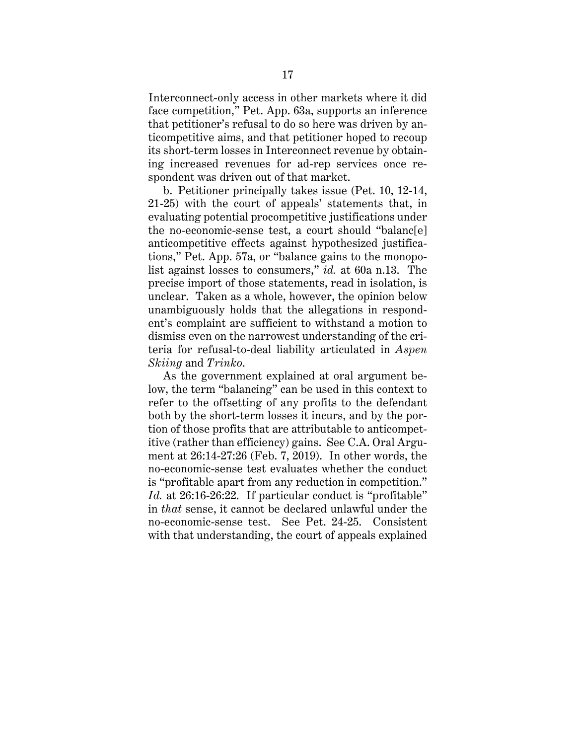Interconnect-only access in other markets where it did face competition," Pet. App. 63a, supports an inference that petitioner's refusal to do so here was driven by anticompetitive aims, and that petitioner hoped to recoup its short-term losses in Interconnect revenue by obtaining increased revenues for ad-rep services once respondent was driven out of that market.

b. Petitioner principally takes issue (Pet. 10, 12-14, 21-25) with the court of appeals' statements that, in evaluating potential procompetitive justifications under the no-economic-sense test, a court should "balanc[e] anticompetitive effects against hypothesized justifications," Pet. App. 57a, or "balance gains to the monopolist against losses to consumers," *id.* at 60a n.13. The precise import of those statements, read in isolation, is unclear. Taken as a whole, however, the opinion below unambiguously holds that the allegations in respondent's complaint are sufficient to withstand a motion to dismiss even on the narrowest understanding of the criteria for refusal-to-deal liability articulated in *Aspen Skiing* and *Trinko*.

As the government explained at oral argument below, the term "balancing" can be used in this context to refer to the offsetting of any profits to the defendant both by the short-term losses it incurs, and by the portion of those profits that are attributable to anticompetitive (rather than efficiency) gains. See C.A. Oral Argument at 26:14-27:26 (Feb. 7, 2019). In other words, the no-economic-sense test evaluates whether the conduct is "profitable apart from any reduction in competition." *Id.* at 26:16-26:22. If particular conduct is "profitable" in *that* sense, it cannot be declared unlawful under the no-economic-sense test. See Pet. 24-25. Consistent with that understanding, the court of appeals explained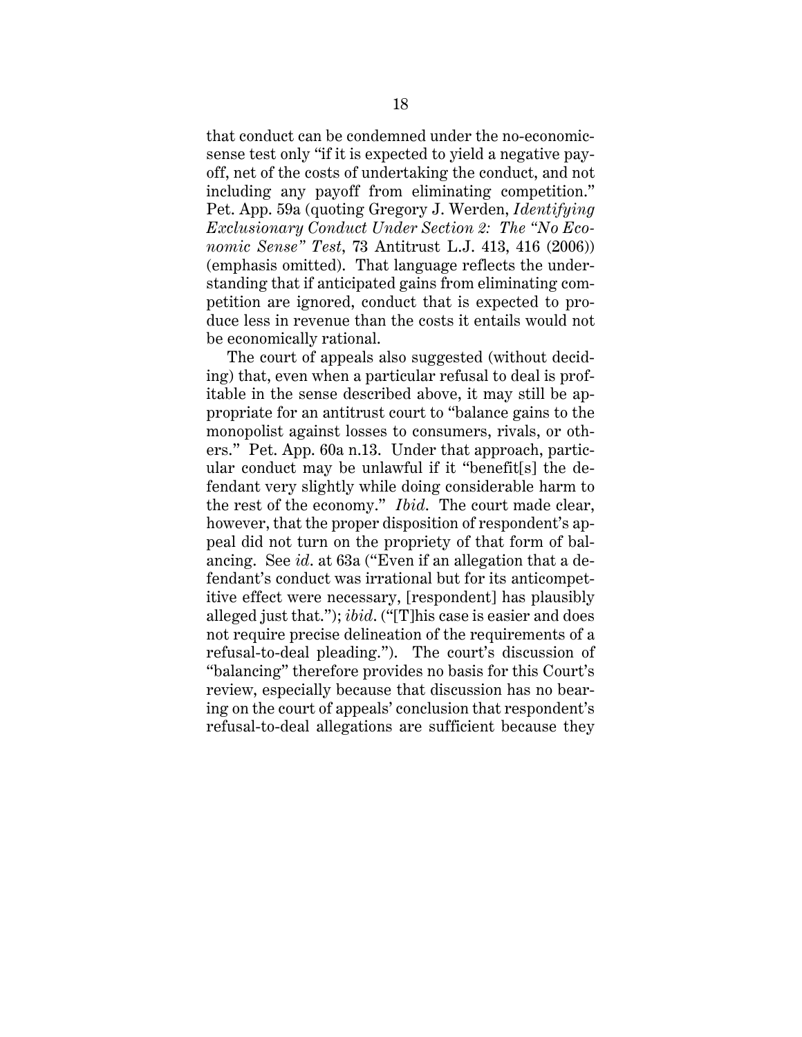that conduct can be condemned under the no-economic-sense test only "if it is expected to yield a negative payoff, net of the costs of undertaking the conduct, and not including any payoff from eliminating competition." Pet. App. 59a (quoting Gregory J. Werden, *Identifying Exclusionary Conduct Under Section 2: The "No Economic Sense" Test*, 73 Antitrust L.J. 413, 416 (2006)) (emphasis omitted). That language reflects the understanding that if anticipated gains from eliminating competition are ignored, conduct that is expected to produce less in revenue than the costs it entails would not be economically rational.

The court of appeals also suggested (without deciding) that, even when a particular refusal to deal is profitable in the sense described above, it may still be appropriate for an antitrust court to "balance gains to the monopolist against losses to consumers, rivals, or others." Pet. App. 60a n.13. Under that approach, particular conduct may be unlawful if it "benefit[s] the defendant very slightly while doing considerable harm to the rest of the economy." *Ibid.* The court made clear, however, that the proper disposition of respondent's appeal did not turn on the propriety of that form of balancing. See *id.* at 63a ("Even if an allegation that a defendant's conduct was irrational but for its anticompetitive effect were necessary, [respondent] has plausibly alleged just that."); *ibid.* ("[T]his case is easier and does not require precise delineation of the requirements of a refusal-to-deal pleading."). The court's discussion of "balancing" therefore provides no basis for this Court's review, especially because that discussion has no bearing on the court of appeals' conclusion that respondent's refusal-to-deal allegations are sufficient because they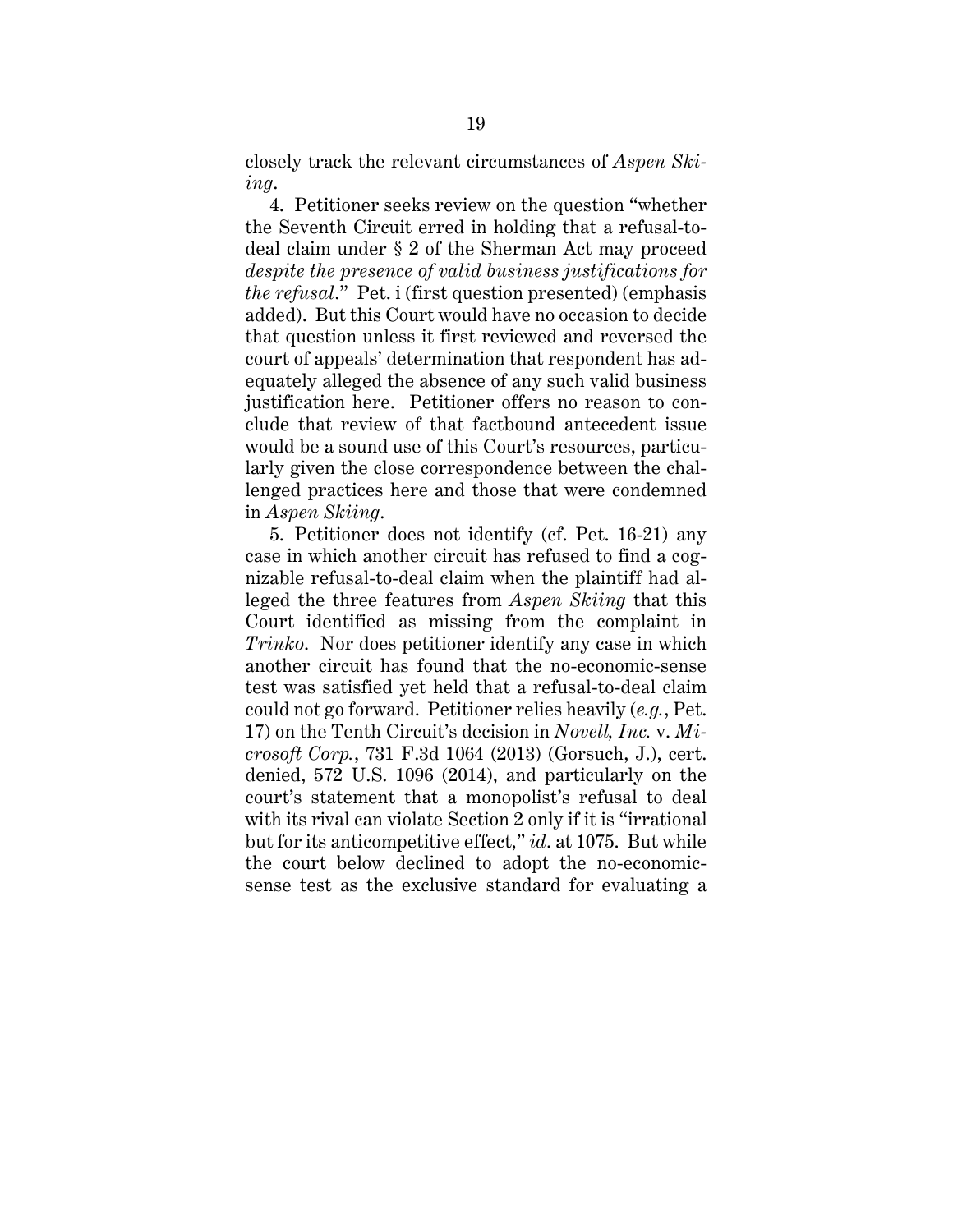closely track the relevant circumstances of *Aspen Skiing*.

4. Petitioner seeks review on the question "whether the Seventh Circuit erred in holding that a refusal-to-deal claim under § 2 of the Sherman Act may proceed *despite the presence of valid business justifications for the refusal*." Pet. i (first question presented) (emphasis added). But this Court would have no occasion to decide that question unless it first reviewed and reversed the court of appeals' determination that respondent has adequately alleged the absence of any such valid business justification here. Petitioner offers no reason to conclude that review of that factbound antecedent issue would be a sound use of this Court's resources, particularly given the close correspondence between the challenged practices here and those that were condemned in *Aspen Skiing*.

5. Petitioner does not identify (cf. Pet. 16-21) any case in which another circuit has refused to find a cognizable refusal-to-deal claim when the plaintiff had alleged the three features from *Aspen Skiing* that this Court identified as missing from the complaint in *Trinko*. Nor does petitioner identify any case in which another circuit has found that the no-economic-sense test was satisfied yet held that a refusal-to-deal claim could not go forward. Petitioner relies heavily (*e.g.*, Pet. 17) on the Tenth Circuit's decision in *Novell, Inc.* v. *Microsoft Corp.*, 731 F.3d 1064 (2013) (Gorsuch, J.), cert. denied, 572 U.S. 1096 (2014), and particularly on the court's statement that a monopolist's refusal to deal with its rival can violate Section 2 only if it is "irrational but for its anticompetitive effect," *id.* at 1075. But while the court below declined to adopt the no-economic-sense test as the exclusive standard for evaluating a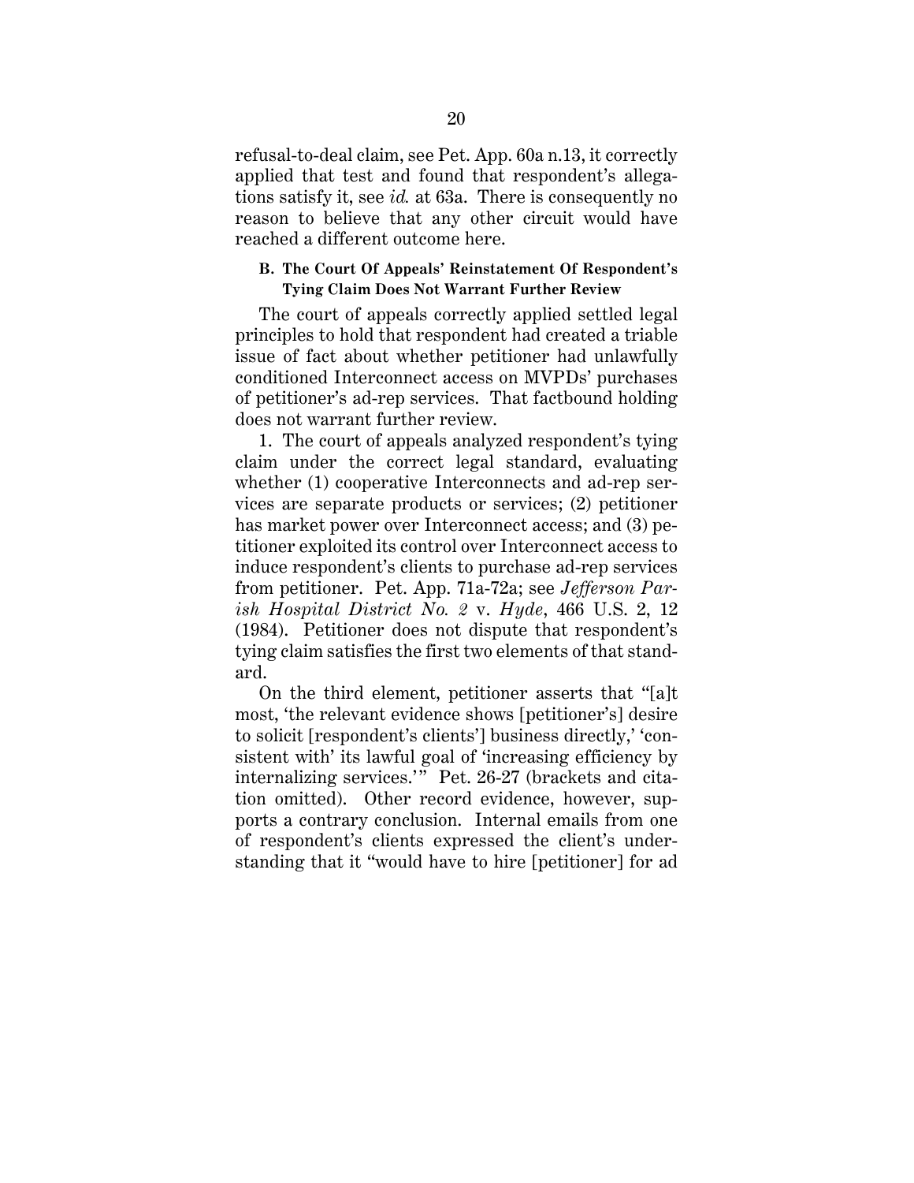refusal-to-deal claim, see Pet. App. 60a n.13, it correctly applied that test and found that respondent's allegations satisfy it, see *id.* at 63a. There is consequently no reason to believe that any other circuit would have reached a different outcome here.

### B. The Court Of Appeals' Reinstatement Of Respondent's Tying Claim Does Not Warrant Further Review

The court of appeals correctly applied settled legal principles to hold that respondent had created a triable issue of fact about whether petitioner had unlawfully conditioned Interconnect access on MVPDs' purchases of petitioner's ad-rep services. That factbound holding does not warrant further review.

1. The court of appeals analyzed respondent's tying claim under the correct legal standard, evaluating whether (1) cooperative Interconnects and ad-rep services are separate products or services; (2) petitioner has market power over Interconnect access; and (3) petitioner exploited its control over Interconnect access to induce respondent's clients to purchase ad-rep services from petitioner. Pet. App. 71a-72a; see *Jefferson Parish Hospital District No. 2* v. *Hyde*, 466 U.S. 2, 12 (1984). Petitioner does not dispute that respondent's tying claim satisfies the first two elements of that standard.

On the third element, petitioner asserts that "[a]t most, 'the relevant evidence shows [petitioner's] desire to solicit [respondent's clients'] business directly,' 'consistent with' its lawful goal of 'increasing efficiency by internalizing services.'" Pet. 26-27 (brackets and citation omitted). Other record evidence, however, supports a contrary conclusion. Internal emails from one of respondent's clients expressed the client's understanding that it "would have to hire [petitioner] for ad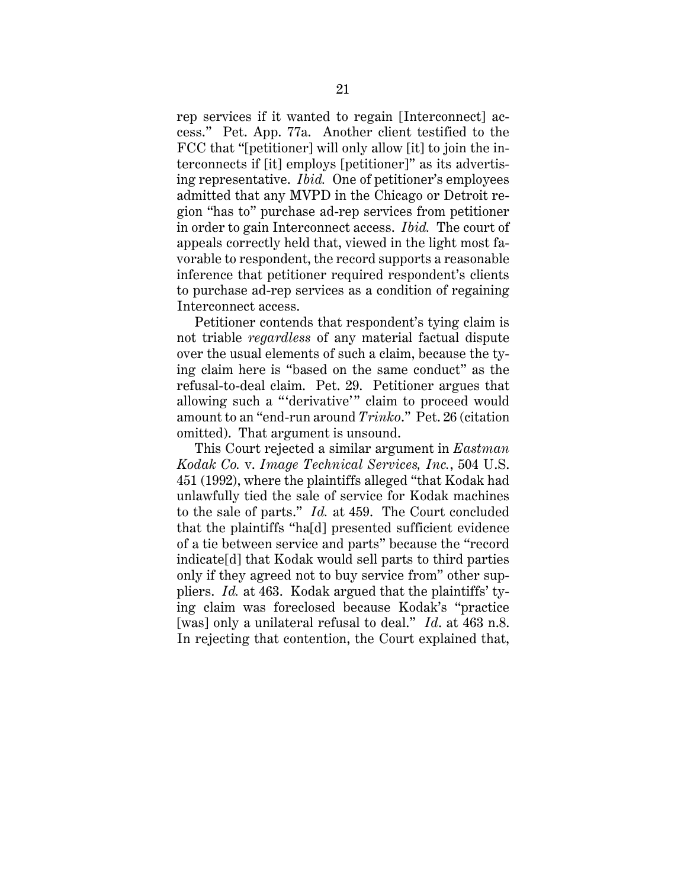rep services if it wanted to regain [Interconnect] access." Pet. App. 77a. Another client testified to the FCC that "[petitioner] will only allow [it] to join the interconnects if [it] employs [petitioner]" as its advertising representative. *Ibid.* One of petitioner's employees admitted that any MVPD in the Chicago or Detroit region "has to" purchase ad-rep services from petitioner in order to gain Interconnect access. *Ibid.* The court of appeals correctly held that, viewed in the light most favorable to respondent, the record supports a reasonable inference that petitioner required respondent's clients to purchase ad-rep services as a condition of regaining Interconnect access.

Petitioner contends that respondent's tying claim is not triable *regardless* of any material factual dispute over the usual elements of such a claim, because the tying claim here is "based on the same conduct" as the refusal-to-deal claim. Pet. 29. Petitioner argues that allowing such a "'derivative'" claim to proceed would amount to an "end-run around *Trinko*." Pet. 26 (citation omitted). That argument is unsound.

This Court rejected a similar argument in *Eastman Kodak Co.* v. *Image Technical Services, Inc.*, 504 U.S. 451 (1992), where the plaintiffs alleged "that Kodak had unlawfully tied the sale of service for Kodak machines to the sale of parts." *Id.* at 459. The Court concluded that the plaintiffs "ha[d] presented sufficient evidence of a tie between service and parts" because the "record indicate[d] that Kodak would sell parts to third parties only if they agreed not to buy service from" other suppliers. *Id.* at 463. Kodak argued that the plaintiffs' tying claim was foreclosed because Kodak's "practice [was] only a unilateral refusal to deal." *Id*. at 463 n.8. In rejecting that contention, the Court explained that,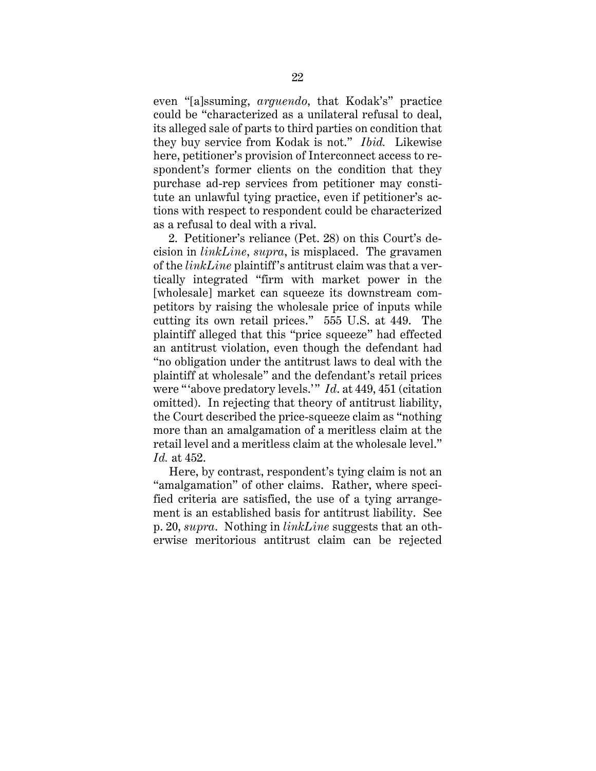even "[a]ssuming, *arguendo*, that Kodak's" practice could be "characterized as a unilateral refusal to deal, its alleged sale of parts to third parties on condition that they buy service from Kodak is not." *Ibid.* Likewise here, petitioner's provision of Interconnect access to respondent's former clients on the condition that they purchase ad-rep services from petitioner may constitute an unlawful tying practice, even if petitioner's actions with respect to respondent could be characterized as a refusal to deal with a rival.

2. Petitioner's reliance (Pet. 28) on this Court's decision in *linkLine*, *supra*, is misplaced. The gravamen of the *linkLine* plaintiff's antitrust claim was that a vertically integrated "firm with market power in the [wholesale] market can squeeze its downstream competitors by raising the wholesale price of inputs while cutting its own retail prices." 555 U.S. at 449. The plaintiff alleged that this "price squeeze" had effected an antitrust violation, even though the defendant had "no obligation under the antitrust laws to deal with the plaintiff at wholesale" and the defendant's retail prices were "'above predatory levels.'" *Id*. at 449, 451 (citation omitted). In rejecting that theory of antitrust liability, the Court described the price-squeeze claim as "nothing more than an amalgamation of a meritless claim at the retail level and a meritless claim at the wholesale level." *Id.* at 452.

Here, by contrast, respondent's tying claim is not an "amalgamation" of other claims. Rather, where specified criteria are satisfied, the use of a tying arrangement is an established basis for antitrust liability. See p. 20, *supra*. Nothing in *linkLine* suggests that an otherwise meritorious antitrust claim can be rejected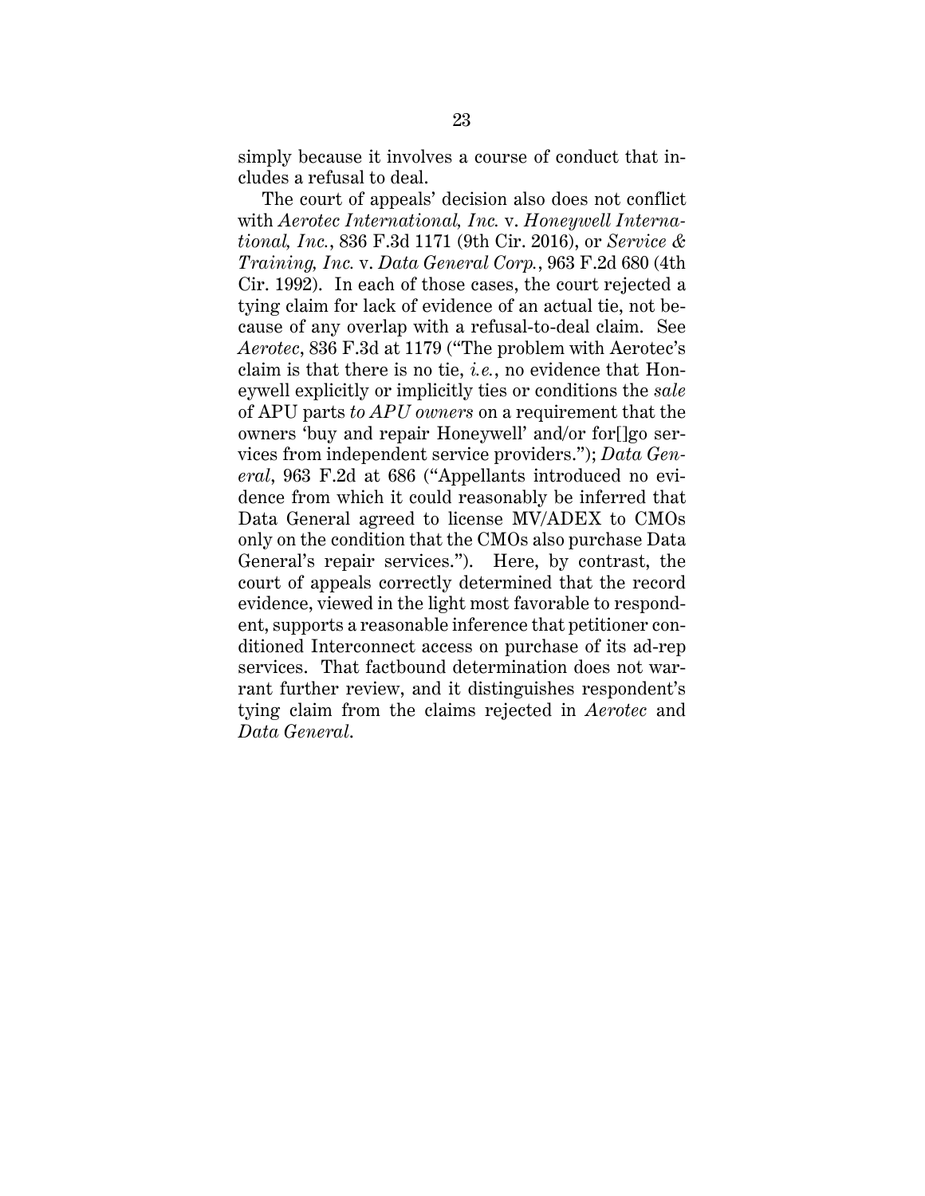simply because it involves a course of conduct that includes a refusal to deal.

The court of appeals' decision also does not conflict with *Aerotec International, Inc.* v. *Honeywell International, Inc.*, 836 F.3d 1171 (9th Cir. 2016), or *Service & Training, Inc.* v. *Data General Corp.*, 963 F.2d 680 (4th Cir. 1992). In each of those cases, the court rejected a tying claim for lack of evidence of an actual tie, not because of any overlap with a refusal-to-deal claim. See *Aerotec*, 836 F.3d at 1179 ("The problem with Aerotec's claim is that there is no tie, *i.e.*, no evidence that Honeywell explicitly or implicitly ties or conditions the *sale* of APU parts *to APU owners* on a requirement that the owners 'buy and repair Honeywell' and/or for[]go services from independent service providers."); *Data General*, 963 F.2d at 686 ("Appellants introduced no evidence from which it could reasonably be inferred that Data General agreed to license MV/ADEX to CMOs only on the condition that the CMOs also purchase Data General's repair services."). Here, by contrast, the court of appeals correctly determined that the record evidence, viewed in the light most favorable to respondent, supports a reasonable inference that petitioner conditioned Interconnect access on purchase of its ad-rep services. That factbound determination does not warrant further review, and it distinguishes respondent's tying claim from the claims rejected in *Aerotec* and *Data General*.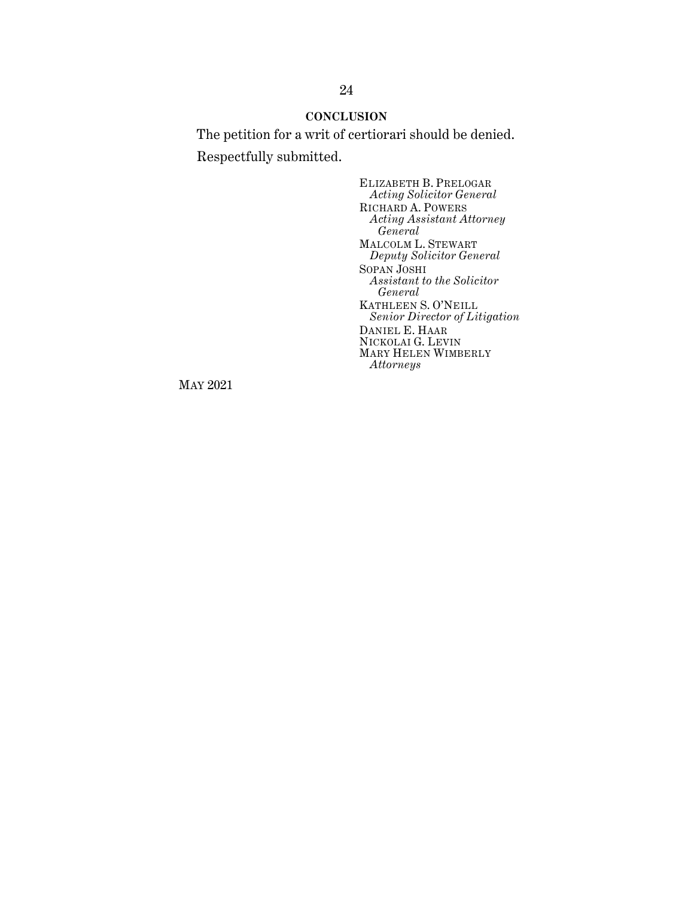## CONCLUSION

The petition for a writ of certiorari should be denied.

Respectfully submitted.

ELIZABETH B. PRELOGAR
*Acting Solicitor General*
RICHARD A. POWERS
*Acting Assistant Attorney General*
MALCOLM L. STEWART
*Deputy Solicitor General*
SOPAN JOSHI
*Assistant to the Solicitor General*
KATHLEEN S. O'NEILL
*Senior Director of Litigation*
DANIEL E. HAAR
NICKOLAI G. LEVIN
MARY HELEN WIMBERLY
*Attorneys*

MAY 2021